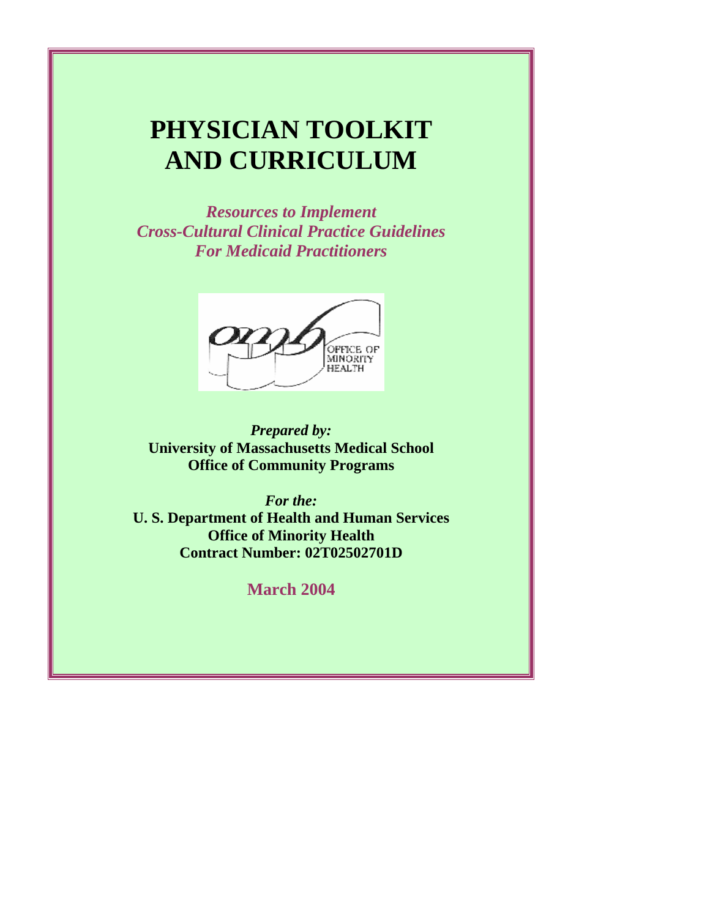# PHYSICIAN TOOLKIT AND CURRICULUM

***Resources to Implement Cross-Cultural Clinical Practice Guidelines For Medicaid Practitioners***

OFFICE OF MINORITY HEALTH

***Prepared by:***
**University of Massachusetts Medical School**
**Office of Community Programs**

***For the:***
**U. S. Department of Health and Human Services**
**Office of Minority Health**
**Contract Number: 02T02502701D**

**March 2004**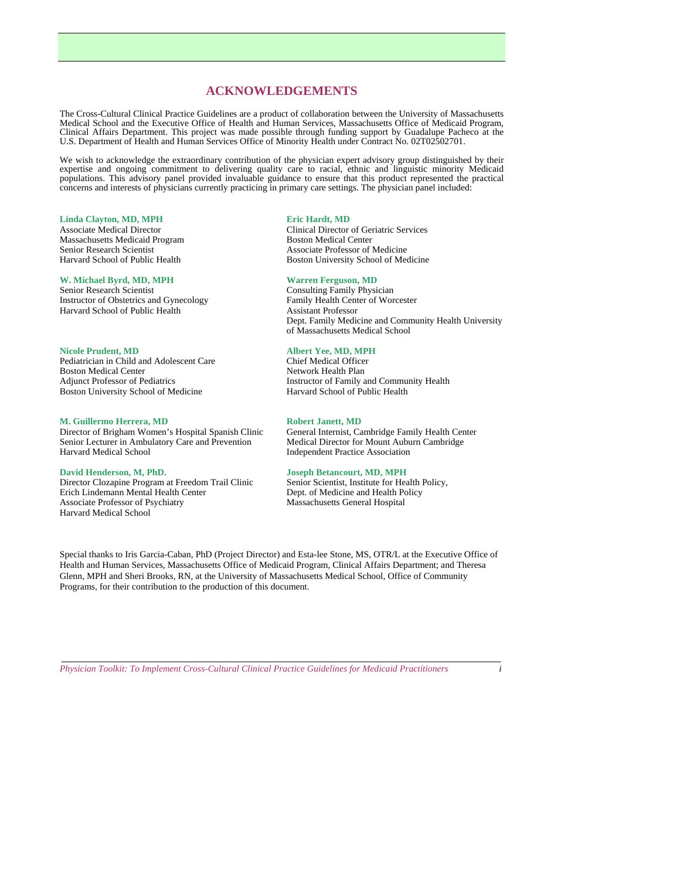# ACKNOWLEDGEMENTS

The Cross-Cultural Clinical Practice Guidelines are a product of collaboration between the University of Massachusetts Medical School and the Executive Office of Health and Human Services, Massachusetts Office of Medicaid Program, Clinical Affairs Department. This project was made possible through funding support by Guadalupe Pacheco at the U.S. Department of Health and Human Services Office of Minority Health under Contract No. 02T02502701.

We wish to acknowledge the extraordinary contribution of the physician expert advisory group distinguished by their expertise and ongoing commitment to delivering quality care to racial, ethnic and linguistic minority Medicaid populations. This advisory panel provided invaluable guidance to ensure that this product represented the practical concerns and interests of physicians currently practicing in primary care settings. The physician panel included:

**Linda Clayton, MD, MPH**
Associate Medical Director
Massachusetts Medicaid Program
Senior Research Scientist
Harvard School of Public Health

**W. Michael Byrd, MD, MPH**
Senior Research Scientist
Instructor of Obstetrics and Gynecology
Harvard School of Public Health

**Nicole Prudent, MD**
Pediatrician in Child and Adolescent Care
Boston Medical Center
Adjunct Professor of Pediatrics
Boston University School of Medicine

**M. Guillermo Herrera, MD**
Director of Brigham Women's Hospital Spanish Clinic
Senior Lecturer in Ambulatory Care and Prevention
Harvard Medical School

**David Henderson, M, PhD.**
Director Clozapine Program at Freedom Trail Clinic
Erich Lindemann Mental Health Center
Associate Professor of Psychiatry
Harvard Medical School

**Eric Hardt, MD**
Clinical Director of Geriatric Services
Boston Medical Center
Associate Professor of Medicine
Boston University School of Medicine

**Warren Ferguson, MD**
Consulting Family Physician
Family Health Center of Worcester
Assistant Professor
Dept. Family Medicine and Community Health University of Massachusetts Medical School

**Albert Yee, MD, MPH**
Chief Medical Officer
Network Health Plan
Instructor of Family and Community Health
Harvard School of Public Health

**Robert Janett, MD**
General Internist, Cambridge Family Health Center
Medical Director for Mount Auburn Cambridge Independent Practice Association

**Joseph Betancourt, MD, MPH**
Senior Scientist, Institute for Health Policy,
Dept. of Medicine and Health Policy
Massachusetts General Hospital

Special thanks to Iris Garcia-Caban, PhD (Project Director) and Esta-lee Stone, MS, OTR/L at the Executive Office of Health and Human Services, Massachusetts Office of Medicaid Program, Clinical Affairs Department; and Theresa Glenn, MPH and Sheri Brooks, RN, at the University of Massachusetts Medical School, Office of Community Programs, for their contribution to the production of this document.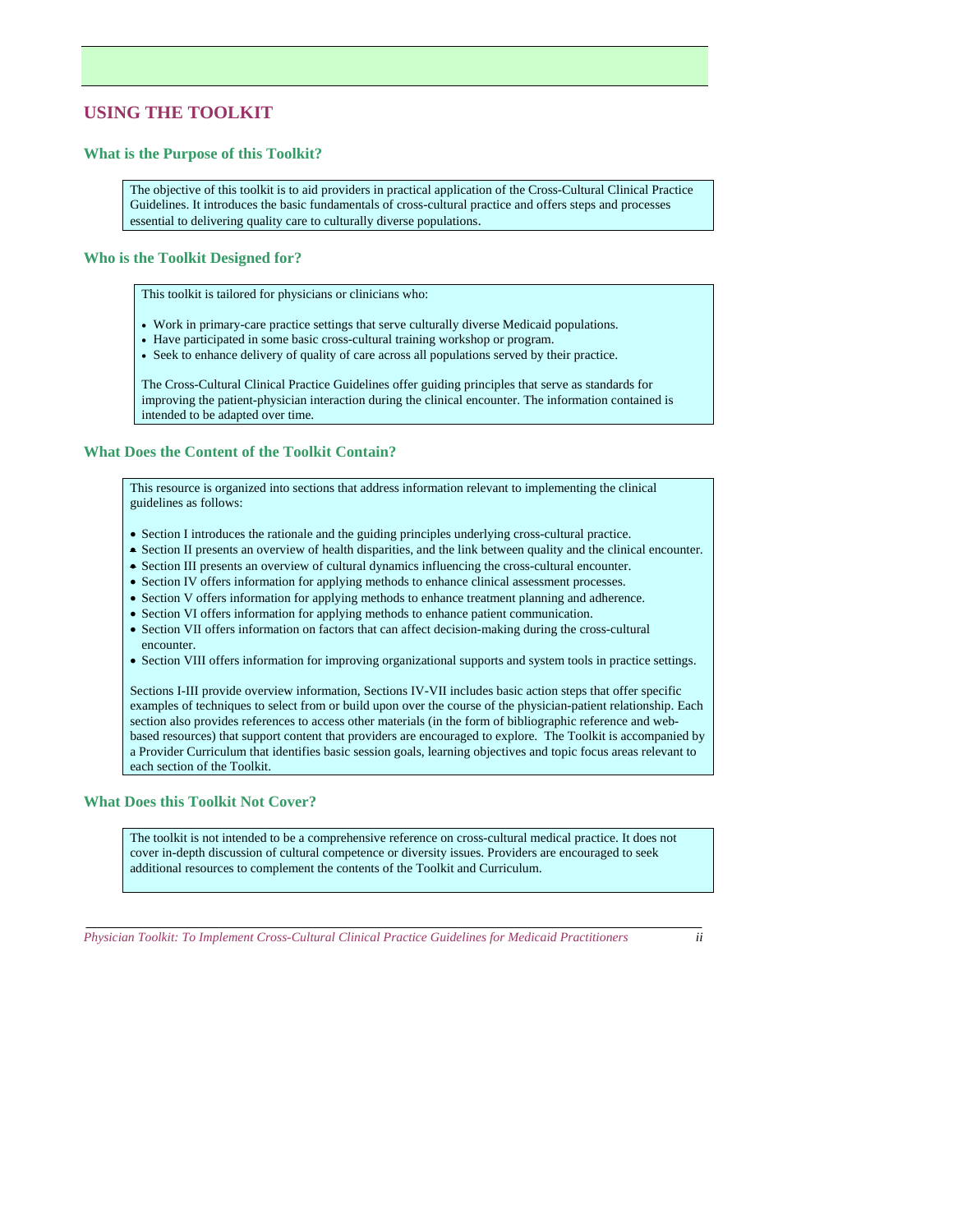## USING THE TOOLKIT

### What is the Purpose of this Toolkit?

The objective of this toolkit is to aid providers in practical application of the Cross-Cultural Clinical Practice Guidelines. It introduces the basic fundamentals of cross-cultural practice and offers steps and processes essential to delivering quality care to culturally diverse populations.

### Who is the Toolkit Designed for?

This toolkit is tailored for physicians or clinicians who:

- Work in primary-care practice settings that serve culturally diverse Medicaid populations.
- Have participated in some basic cross-cultural training workshop or program.
- Seek to enhance delivery of quality of care across all populations served by their practice.

The Cross-Cultural Clinical Practice Guidelines offer guiding principles that serve as standards for improving the patient-physician interaction during the clinical encounter. The information contained is intended to be adapted over time.

### What Does the Content of the Toolkit Contain?

This resource is organized into sections that address information relevant to implementing the clinical guidelines as follows:

- Section I introduces the rationale and the guiding principles underlying cross-cultural practice.
- Section II presents an overview of health disparities, and the link between quality and the clinical encounter.
- Section III presents an overview of cultural dynamics influencing the cross-cultural encounter.
- Section IV offers information for applying methods to enhance clinical assessment processes.
- Section V offers information for applying methods to enhance treatment planning and adherence.
- Section VI offers information for applying methods to enhance patient communication.
- Section VII offers information on factors that can affect decision-making during the cross-cultural encounter.
- Section VIII offers information for improving organizational supports and system tools in practice settings.

Sections I-III provide overview information, Sections IV-VII includes basic action steps that offer specific examples of techniques to select from or build upon over the course of the physician-patient relationship. Each section also provides references to access other materials (in the form of bibliographic reference and web-based resources) that support content that providers are encouraged to explore. The Toolkit is accompanied by a Provider Curriculum that identifies basic session goals, learning objectives and topic focus areas relevant to each section of the Toolkit.

### What Does this Toolkit Not Cover?

The toolkit is not intended to be a comprehensive reference on cross-cultural medical practice. It does not cover in-depth discussion of cultural competence or diversity issues. Providers are encouraged to seek additional resources to complement the contents of the Toolkit and Curriculum.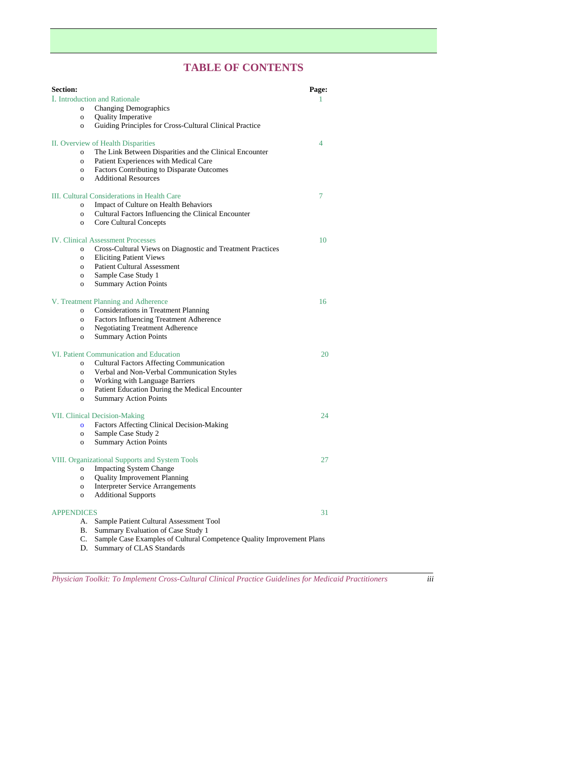# TABLE OF CONTENTS

| Section: | Page: |
|---|---|
| I. Introduction and Rationale | 1 |
| o Changing Demographics | |
| o Quality Imperative | |
| o Guiding Principles for Cross-Cultural Clinical Practice | |
| II. Overview of Health Disparities | 4 |
| o The Link Between Disparities and the Clinical Encounter | |
| o Patient Experiences with Medical Care | |
| o Factors Contributing to Disparate Outcomes | |
| o Additional Resources | |
| III. Cultural Considerations in Health Care | 7 |
| o Impact of Culture on Health Behaviors | |
| o Cultural Factors Influencing the Clinical Encounter | |
| o Core Cultural Concepts | |
| IV. Clinical Assessment Processes | 10 |
| o Cross-Cultural Views on Diagnostic and Treatment Practices | |
| o Eliciting Patient Views | |
| o Patient Cultural Assessment | |
| o Sample Case Study 1 | |
| o Summary Action Points | |
| V. Treatment Planning and Adherence | 16 |
| o Considerations in Treatment Planning | |
| o Factors Influencing Treatment Adherence | |
| o Negotiating Treatment Adherence | |
| o Summary Action Points | |
| VI. Patient Communication and Education | 20 |
| o Cultural Factors Affecting Communication | |
| o Verbal and Non-Verbal Communication Styles | |
| o Working with Language Barriers | |
| o Patient Education During the Medical Encounter | |
| o Summary Action Points | |
| VII. Clinical Decision-Making | 24 |
| o Factors Affecting Clinical Decision-Making | |
| o Sample Case Study 2 | |
| o Summary Action Points | |
| VIII. Organizational Supports and System Tools | 27 |
| o Impacting System Change | |
| o Quality Improvement Planning | |
| o Interpreter Service Arrangements | |
| o Additional Supports | |
| APPENDICES | 31 |
| A. Sample Patient Cultural Assessment Tool | |
| B. Summary Evaluation of Case Study 1 | |
| C. Sample Case Examples of Cultural Competence Quality Improvement Plans | |
| D. Summary of CLAS Standards | |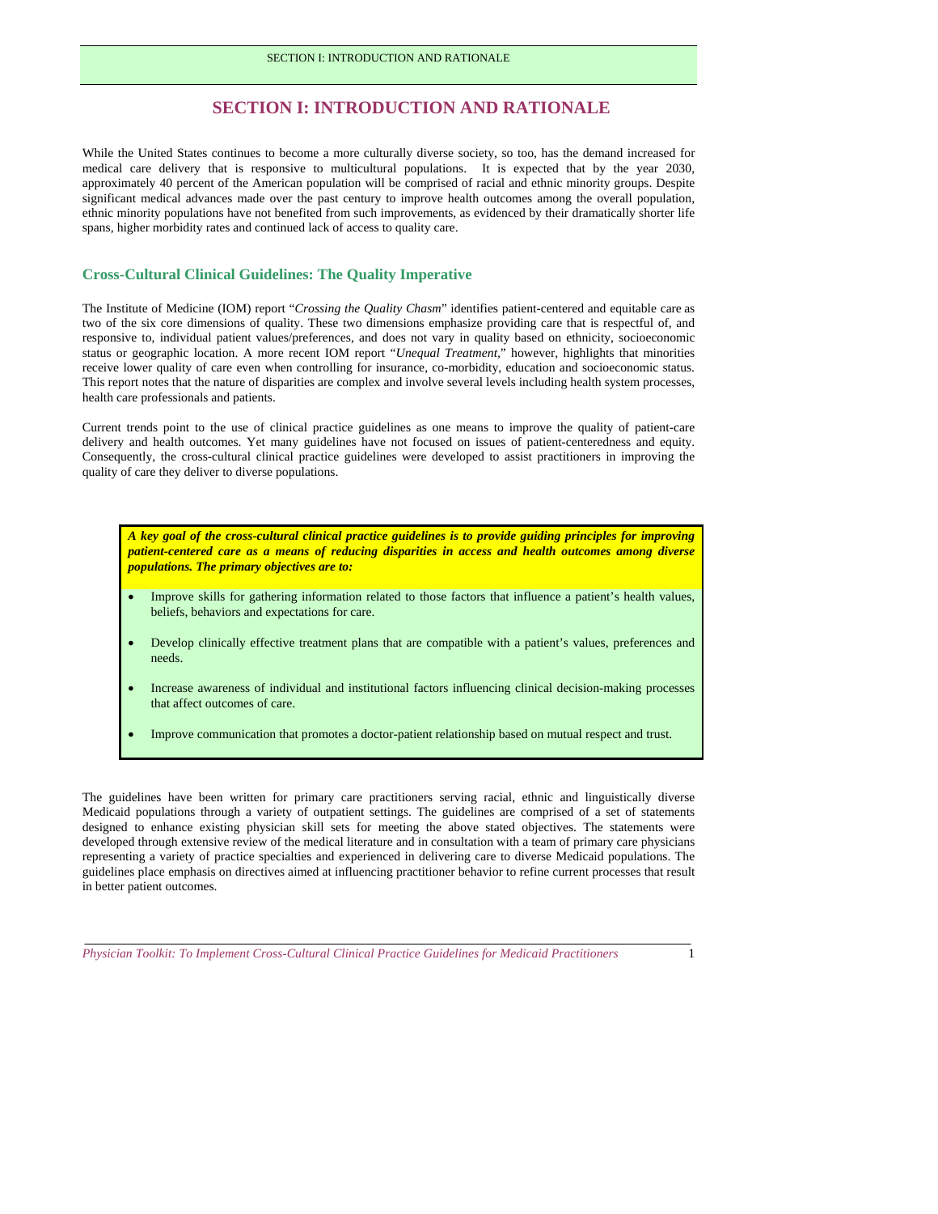# SECTION I: INTRODUCTION AND RATIONALE

While the United States continues to become a more culturally diverse society, so too, has the demand increased for medical care delivery that is responsive to multicultural populations. It is expected that by the year 2030, approximately 40 percent of the American population will be comprised of racial and ethnic minority groups. Despite significant medical advances made over the past century to improve health outcomes among the overall population, ethnic minority populations have not benefited from such improvements, as evidenced by their dramatically shorter life spans, higher morbidity rates and continued lack of access to quality care.

## Cross-Cultural Clinical Guidelines: The Quality Imperative

The Institute of Medicine (IOM) report "*Crossing the Quality Chasm*" identifies patient-centered and equitable care as two of the six core dimensions of quality. These two dimensions emphasize providing care that is respectful of, and responsive to, individual patient values/preferences, and does not vary in quality based on ethnicity, socioeconomic status or geographic location. A more recent IOM report "*Unequal Treatment*," however, highlights that minorities receive lower quality of care even when controlling for insurance, co-morbidity, education and socioeconomic status. This report notes that the nature of disparities are complex and involve several levels including health system processes, health care professionals and patients.

Current trends point to the use of clinical practice guidelines as one means to improve the quality of patient-care delivery and health outcomes. Yet many guidelines have not focused on issues of patient-centeredness and equity. Consequently, the cross-cultural clinical practice guidelines were developed to assist practitioners in improving the quality of care they deliver to diverse populations.

***A key goal of the cross-cultural clinical practice guidelines is to provide guiding principles for improving patient-centered care as a means of reducing disparities in access and health outcomes among diverse populations. The primary objectives are to:***

- Improve skills for gathering information related to those factors that influence a patient's health values, beliefs, behaviors and expectations for care.
- Develop clinically effective treatment plans that are compatible with a patient's values, preferences and needs.
- Increase awareness of individual and institutional factors influencing clinical decision-making processes that affect outcomes of care.
- Improve communication that promotes a doctor-patient relationship based on mutual respect and trust.

The guidelines have been written for primary care practitioners serving racial, ethnic and linguistically diverse Medicaid populations through a variety of outpatient settings. The guidelines are comprised of a set of statements designed to enhance existing physician skill sets for meeting the above stated objectives. The statements were developed through extensive review of the medical literature and in consultation with a team of primary care physicians representing a variety of practice specialties and experienced in delivering care to diverse Medicaid populations. The guidelines place emphasis on directives aimed at influencing practitioner behavior to refine current processes that result in better patient outcomes.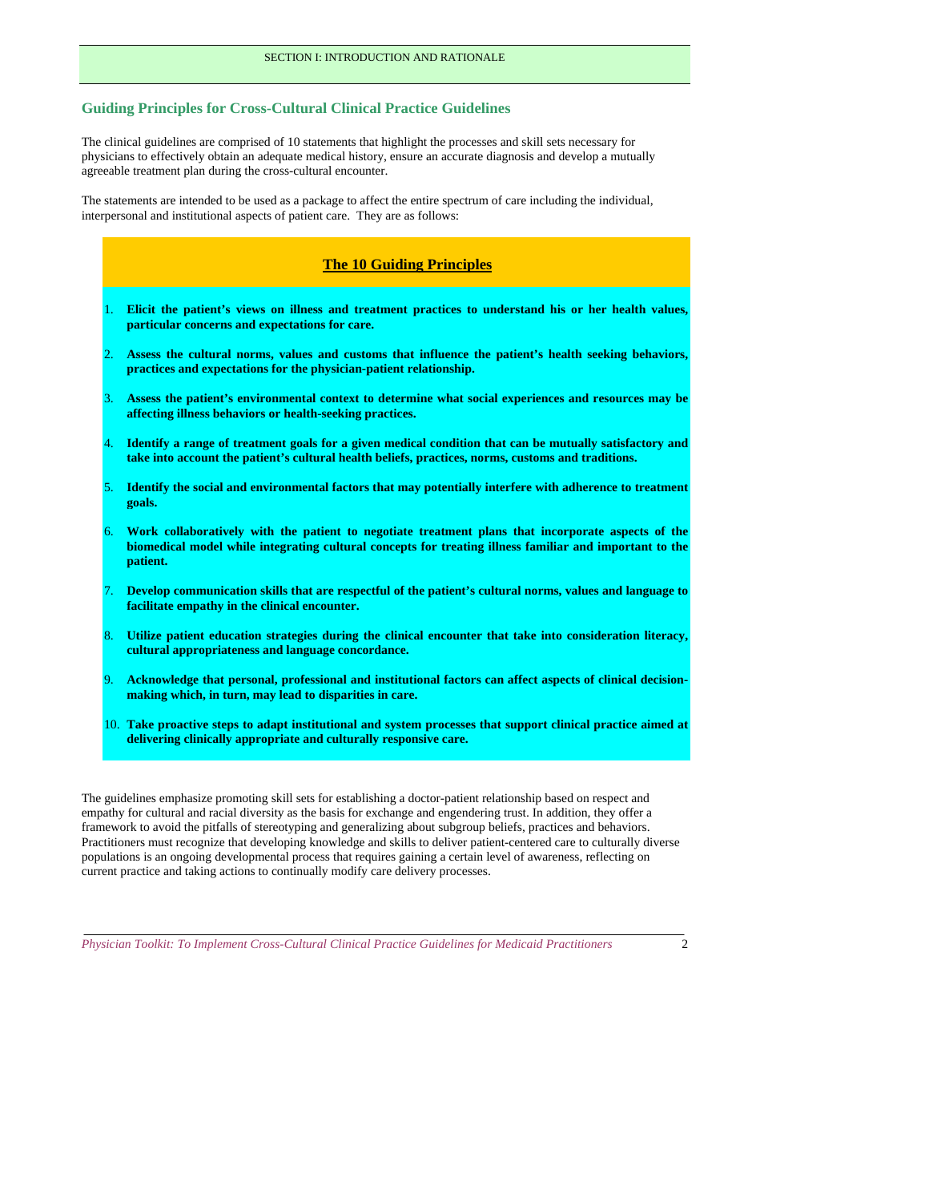## Guiding Principles for Cross-Cultural Clinical Practice Guidelines

The clinical guidelines are comprised of 10 statements that highlight the processes and skill sets necessary for physicians to effectively obtain an adequate medical history, ensure an accurate diagnosis and develop a mutually agreeable treatment plan during the cross-cultural encounter.

The statements are intended to be used as a package to affect the entire spectrum of care including the individual, interpersonal and institutional aspects of patient care. They are as follows:

### The 10 Guiding Principles

1. **Elicit the patient's views on illness and treatment practices to understand his or her health values, particular concerns and expectations for care.**
2. **Assess the cultural norms, values and customs that influence the patient's health seeking behaviors, practices and expectations for the physician-patient relationship.**
3. **Assess the patient's environmental context to determine what social experiences and resources may be affecting illness behaviors or health-seeking practices.**
4. **Identify a range of treatment goals for a given medical condition that can be mutually satisfactory and take into account the patient's cultural health beliefs, practices, norms, customs and traditions.**
5. **Identify the social and environmental factors that may potentially interfere with adherence to treatment goals.**
6. **Work collaboratively with the patient to negotiate treatment plans that incorporate aspects of the biomedical model while integrating cultural concepts for treating illness familiar and important to the patient.**
7. **Develop communication skills that are respectful of the patient's cultural norms, values and language to facilitate empathy in the clinical encounter.**
8. **Utilize patient education strategies during the clinical encounter that take into consideration literacy, cultural appropriateness and language concordance.**
9. **Acknowledge that personal, professional and institutional factors can affect aspects of clinical decision-making which, in turn, may lead to disparities in care.**
10. **Take proactive steps to adapt institutional and system processes that support clinical practice aimed at delivering clinically appropriate and culturally responsive care.**

The guidelines emphasize promoting skill sets for establishing a doctor-patient relationship based on respect and empathy for cultural and racial diversity as the basis for exchange and engendering trust. In addition, they offer a framework to avoid the pitfalls of stereotyping and generalizing about subgroup beliefs, practices and behaviors. Practitioners must recognize that developing knowledge and skills to deliver patient-centered care to culturally diverse populations is an ongoing developmental process that requires gaining a certain level of awareness, reflecting on current practice and taking actions to continually modify care delivery processes.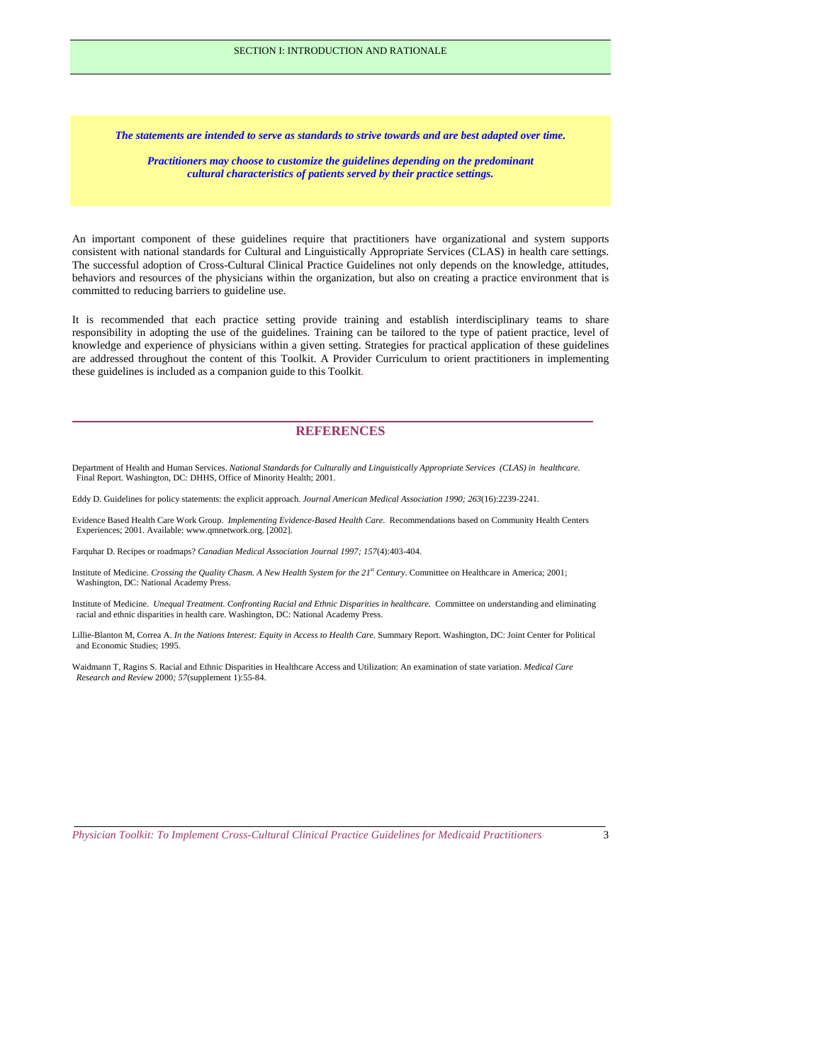***The statements are intended to serve as standards to strive towards and are best adapted over time.***

***Practitioners may choose to customize the guidelines depending on the predominant cultural characteristics of patients served by their practice settings.***

An important component of these guidelines require that practitioners have organizational and system supports consistent with national standards for Cultural and Linguistically Appropriate Services (CLAS) in health care settings. The successful adoption of Cross-Cultural Clinical Practice Guidelines not only depends on the knowledge, attitudes, behaviors and resources of the physicians within the organization, but also on creating a practice environment that is committed to reducing barriers to guideline use.

It is recommended that each practice setting provide training and establish interdisciplinary teams to share responsibility in adopting the use of the guidelines. Training can be tailored to the type of patient practice, level of knowledge and experience of physicians within a given setting. Strategies for practical application of these guidelines are addressed throughout the content of this Toolkit. A Provider Curriculum to orient practitioners in implementing these guidelines is included as a companion guide to this Toolkit.

## REFERENCES

Department of Health and Human Services. *National Standards for Culturally and Linguistically Appropriate Services (CLAS) in healthcare.* Final Report. Washington, DC: DHHS, Office of Minority Health; 2001.

Eddy D. Guidelines for policy statements: the explicit approach. *Journal American Medical Association 1990; 263*(16):2239-2241.

Evidence Based Health Care Work Group. *Implementing Evidence-Based Health Care.* Recommendations based on Community Health Centers Experiences; 2001. Available: www.qmnetwork.org. [2002].

Farquhar D. Recipes or roadmaps? *Canadian Medical Association Journal 1997; 157*(4):403-404.

Institute of Medicine. *Crossing the Quality Chasm. A New Health System for the 21st Century*. Committee on Healthcare in America; 2001; Washington, DC: National Academy Press.

Institute of Medicine. *Unequal Treatment. Confronting Racial and Ethnic Disparities in healthcare.* Committee on understanding and eliminating racial and ethnic disparities in health care. Washington, DC: National Academy Press.

Lillie-Blanton M, Correa A. *In the Nations Interest: Equity in Access to Health Care*. Summary Report. Washington, DC: Joint Center for Political and Economic Studies; 1995.

Waidmann T, Ragins S. Racial and Ethnic Disparities in Healthcare Access and Utilization: An examination of state variation. *Medical Care Research and Review* 2000*; 57*(supplement 1):55-84.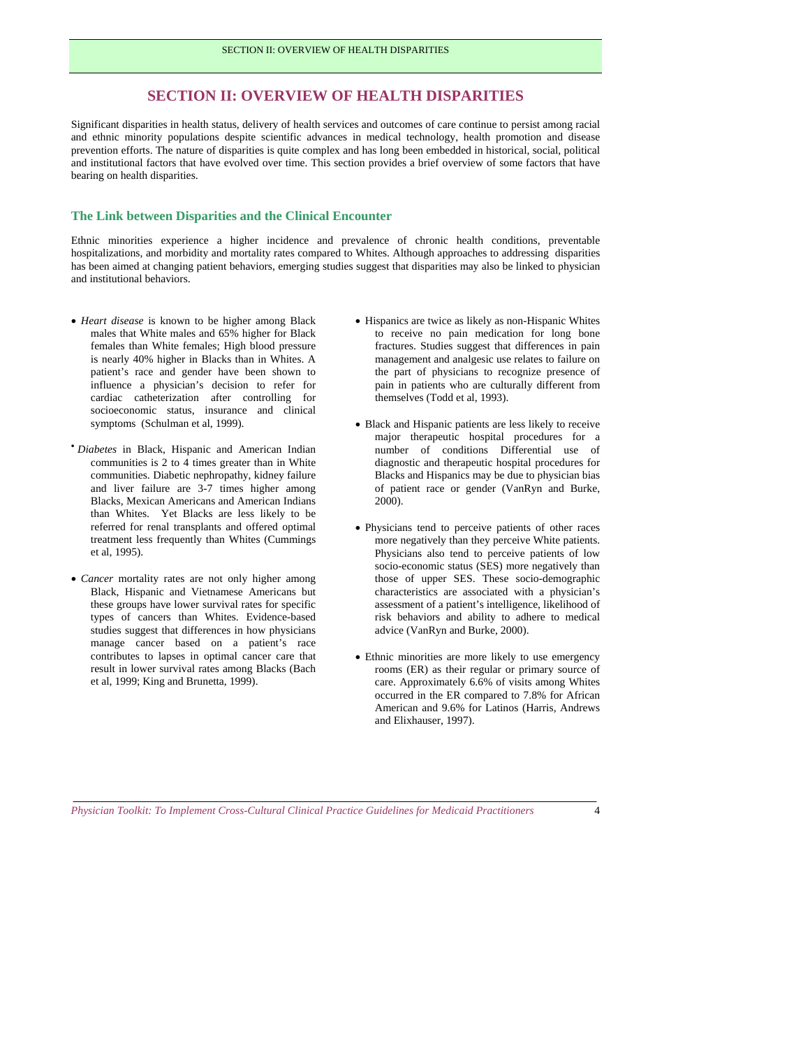# SECTION II: OVERVIEW OF HEALTH DISPARITIES

Significant disparities in health status, delivery of health services and outcomes of care continue to persist among racial and ethnic minority populations despite scientific advances in medical technology, health promotion and disease prevention efforts. The nature of disparities is quite complex and has long been embedded in historical, social, political and institutional factors that have evolved over time. This section provides a brief overview of some factors that have bearing on health disparities.

## The Link between Disparities and the Clinical Encounter

Ethnic minorities experience a higher incidence and prevalence of chronic health conditions, preventable hospitalizations, and morbidity and mortality rates compared to Whites. Although approaches to addressing disparities has been aimed at changing patient behaviors, emerging studies suggest that disparities may also be linked to physician and institutional behaviors.

- *Heart disease* is known to be higher among Black males that White males and 65% higher for Black females than White females; High blood pressure is nearly 40% higher in Blacks than in Whites. A patient's race and gender have been shown to influence a physician's decision to refer for cardiac catheterization after controlling for socioeconomic status, insurance and clinical symptoms (Schulman et al, 1999).

- *Diabetes* in Black, Hispanic and American Indian communities is 2 to 4 times greater than in White communities. Diabetic nephropathy, kidney failure and liver failure are 3-7 times higher among Blacks, Mexican Americans and American Indians than Whites. Yet Blacks are less likely to be referred for renal transplants and offered optimal treatment less frequently than Whites (Cummings et al, 1995).

- *Cancer* mortality rates are not only higher among Black, Hispanic and Vietnamese Americans but these groups have lower survival rates for specific types of cancers than Whites. Evidence-based studies suggest that differences in how physicians manage cancer based on a patient's race contributes to lapses in optimal cancer care that result in lower survival rates among Blacks (Bach et al, 1999; King and Brunetta, 1999).

- Hispanics are twice as likely as non-Hispanic Whites to receive no pain medication for long bone fractures. Studies suggest that differences in pain management and analgesic use relates to failure on the part of physicians to recognize presence of pain in patients who are culturally different from themselves (Todd et al, 1993).

- Black and Hispanic patients are less likely to receive major therapeutic hospital procedures for a number of conditions Differential use of diagnostic and therapeutic hospital procedures for Blacks and Hispanics may be due to physician bias of patient race or gender (VanRyn and Burke, 2000).

- Physicians tend to perceive patients of other races more negatively than they perceive White patients. Physicians also tend to perceive patients of low socio-economic status (SES) more negatively than those of upper SES. These socio-demographic characteristics are associated with a physician's assessment of a patient's intelligence, likelihood of risk behaviors and ability to adhere to medical advice (VanRyn and Burke, 2000).

- Ethnic minorities are more likely to use emergency rooms (ER) as their regular or primary source of care. Approximately 6.6% of visits among Whites occurred in the ER compared to 7.8% for African American and 9.6% for Latinos (Harris, Andrews and Elixhauser, 1997).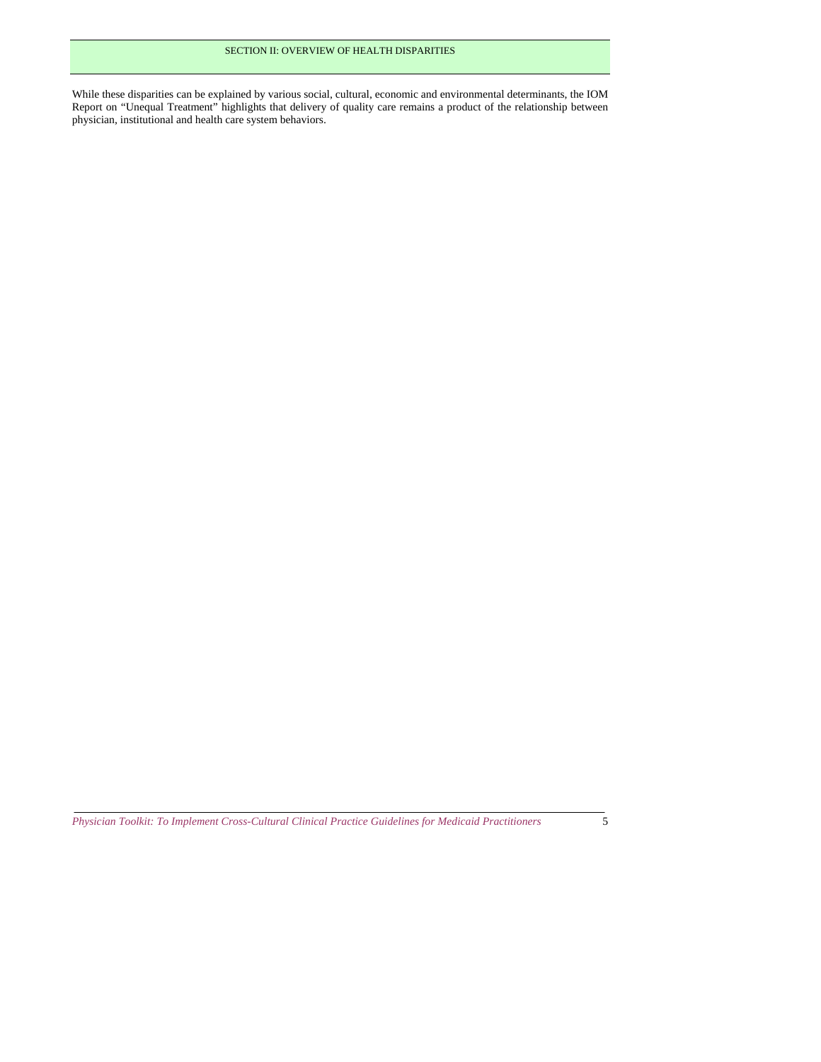While these disparities can be explained by various social, cultural, economic and environmental determinants, the IOM Report on "Unequal Treatment" highlights that delivery of quality care remains a product of the relationship between physician, institutional and health care system behaviors.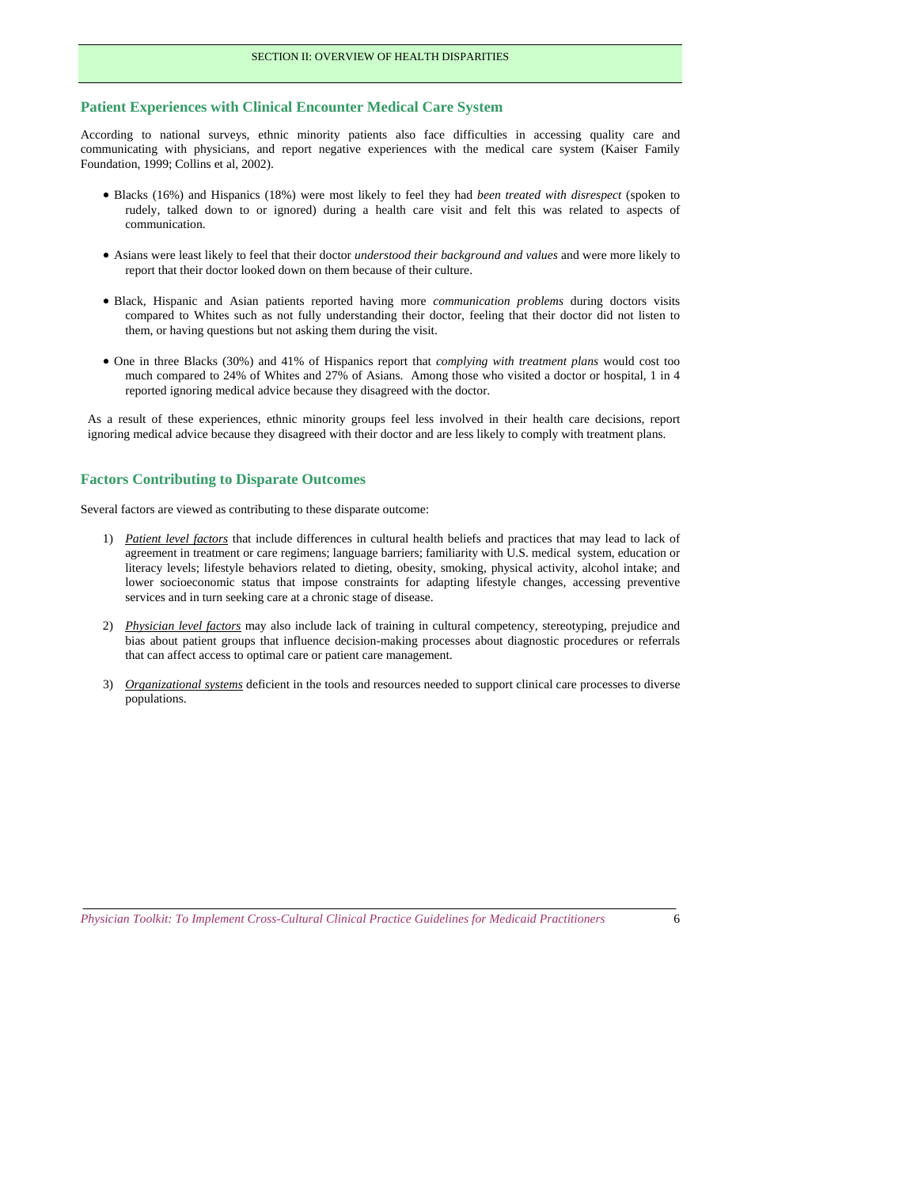## Patient Experiences with Clinical Encounter Medical Care System

According to national surveys, ethnic minority patients also face difficulties in accessing quality care and communicating with physicians, and report negative experiences with the medical care system (Kaiser Family Foundation, 1999; Collins et al, 2002).

- Blacks (16%) and Hispanics (18%) were most likely to feel they had *been treated with disrespect* (spoken to rudely, talked down to or ignored) during a health care visit and felt this was related to aspects of communication.
- Asians were least likely to feel that their doctor *understood their background and values* and were more likely to report that their doctor looked down on them because of their culture.
- Black, Hispanic and Asian patients reported having more *communication problems* during doctors visits compared to Whites such as not fully understanding their doctor, feeling that their doctor did not listen to them, or having questions but not asking them during the visit.
- One in three Blacks (30%) and 41% of Hispanics report that *complying with treatment plans* would cost too much compared to 24% of Whites and 27% of Asians. Among those who visited a doctor or hospital, 1 in 4 reported ignoring medical advice because they disagreed with the doctor.

As a result of these experiences, ethnic minority groups feel less involved in their health care decisions, report ignoring medical advice because they disagreed with their doctor and are less likely to comply with treatment plans.

## Factors Contributing to Disparate Outcomes

Several factors are viewed as contributing to these disparate outcome:

1) *Patient level factors* that include differences in cultural health beliefs and practices that may lead to lack of agreement in treatment or care regimens; language barriers; familiarity with U.S. medical system, education or literacy levels; lifestyle behaviors related to dieting, obesity, smoking, physical activity, alcohol intake; and lower socioeconomic status that impose constraints for adapting lifestyle changes, accessing preventive services and in turn seeking care at a chronic stage of disease.

2) *Physician level factors* may also include lack of training in cultural competency, stereotyping, prejudice and bias about patient groups that influence decision-making processes about diagnostic procedures or referrals that can affect access to optimal care or patient care management.

3) *Organizational systems* deficient in the tools and resources needed to support clinical care processes to diverse populations.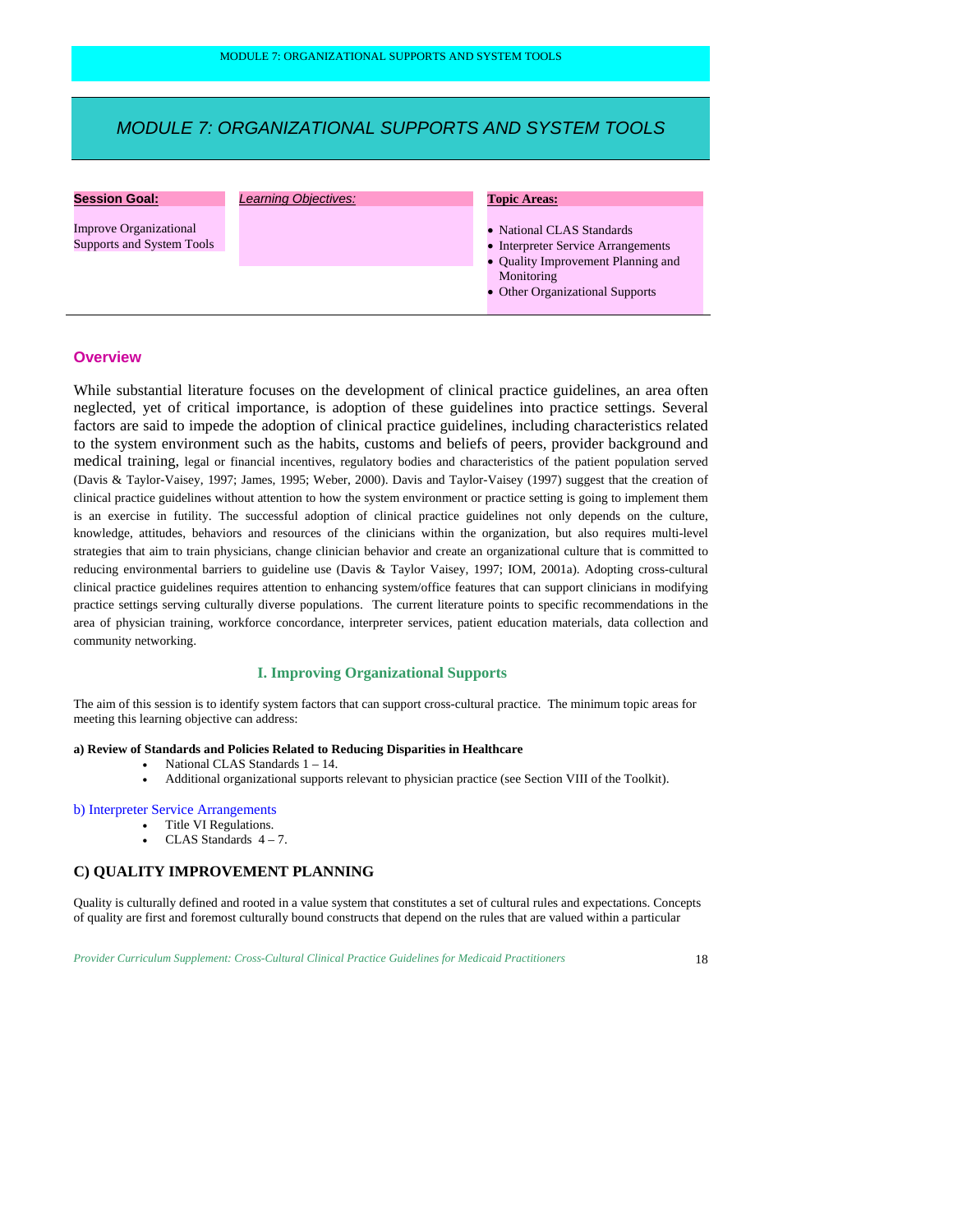# MODULE 7: ORGANIZATIONAL SUPPORTS AND SYSTEM TOOLS

| **Session Goal:** | *Learning Objectives:* | **Topic Areas:** |
|---|---|---|
| Improve Organizational Supports and System Tools | | • National CLAS Standards<br>• Interpreter Service Arrangements<br>• Quality Improvement Planning and Monitoring<br>• Other Organizational Supports |

## Overview

While substantial literature focuses on the development of clinical practice guidelines, an area often neglected, yet of critical importance, is adoption of these guidelines into practice settings. Several factors are said to impede the adoption of clinical practice guidelines, including characteristics related to the system environment such as the habits, customs and beliefs of peers, provider background and medical training, legal or financial incentives, regulatory bodies and characteristics of the patient population served (Davis & Taylor-Vaisey, 1997; James, 1995; Weber, 2000). Davis and Taylor-Vaisey (1997) suggest that the creation of clinical practice guidelines without attention to how the system environment or practice setting is going to implement them is an exercise in futility. The successful adoption of clinical practice guidelines not only depends on the culture, knowledge, attitudes, behaviors and resources of the clinicians within the organization, but also requires multi-level strategies that aim to train physicians, change clinician behavior and create an organizational culture that is committed to reducing environmental barriers to guideline use (Davis & Taylor Vaisey, 1997; IOM, 2001a). Adopting cross-cultural clinical practice guidelines requires attention to enhancing system/office features that can support clinicians in modifying practice settings serving culturally diverse populations. The current literature points to specific recommendations in the area of physician training, workforce concordance, interpreter services, patient education materials, data collection and community networking.

## I. Improving Organizational Supports

The aim of this session is to identify system factors that can support cross-cultural practice. The minimum topic areas for meeting this learning objective can address:

**a) Review of Standards and Policies Related to Reducing Disparities in Healthcare**

- National CLAS Standards 1 – 14.
- Additional organizational supports relevant to physician practice (see Section VIII of the Toolkit).

b) Interpreter Service Arrangements

- Title VI Regulations.
- CLAS Standards 4 – 7.

### C) QUALITY IMPROVEMENT PLANNING

Quality is culturally defined and rooted in a value system that constitutes a set of cultural rules and expectations. Concepts of quality are first and foremost culturally bound constructs that depend on the rules that are valued within a particular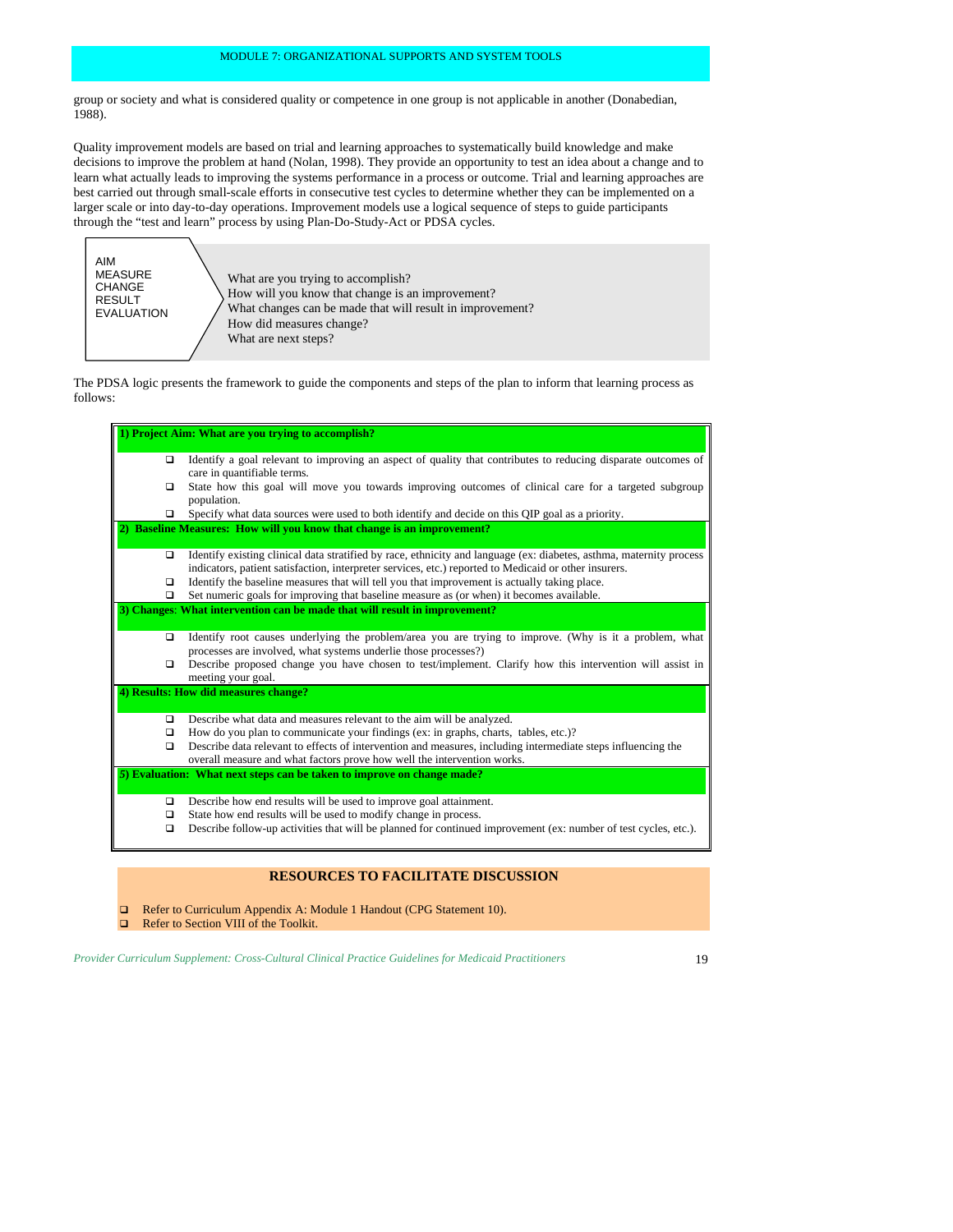group or society and what is considered quality or competence in one group is not applicable in another (Donabedian, 1988).

Quality improvement models are based on trial and learning approaches to systematically build knowledge and make decisions to improve the problem at hand (Nolan, 1998). They provide an opportunity to test an idea about a change and to learn what actually leads to improving the systems performance in a process or outcome. Trial and learning approaches are best carried out through small-scale efforts in consecutive test cycles to determine whether they can be implemented on a larger scale or into day-to-day operations. Improvement models use a logical sequence of steps to guide participants through the "test and learn" process by using Plan-Do-Study-Act or PDSA cycles.

| | |
|---|---|
| AIM | What are you trying to accomplish? |
| MEASURE | How will you know that change is an improvement? |
| CHANGE | What changes can be made that will result in improvement? |
| RESULT | How did measures change? |
| EVALUATION | What are next steps? |

The PDSA logic presents the framework to guide the components and steps of the plan to inform that learning process as follows:

**1) Project Aim: What are you trying to accomplish?**

- ❑ Identify a goal relevant to improving an aspect of quality that contributes to reducing disparate outcomes of care in quantifiable terms.
- ❑ State how this goal will move you towards improving outcomes of clinical care for a targeted subgroup population.
- ❑ Specify what data sources were used to both identify and decide on this QIP goal as a priority.

**2) Baseline Measures: How will you know that change is an improvement?**

- ❑ Identify existing clinical data stratified by race, ethnicity and language (ex: diabetes, asthma, maternity process indicators, patient satisfaction, interpreter services, etc.) reported to Medicaid or other insurers.
- ❑ Identify the baseline measures that will tell you that improvement is actually taking place.
- ❑ Set numeric goals for improving that baseline measure as (or when) it becomes available.

**3) Changes: What intervention can be made that will result in improvement?**

- ❑ Identify root causes underlying the problem/area you are trying to improve. (Why is it a problem, what processes are involved, what systems underlie those processes?)
- ❑ Describe proposed change you have chosen to test/implement. Clarify how this intervention will assist in meeting your goal.

**4) Results: How did measures change?**

- ❑ Describe what data and measures relevant to the aim will be analyzed.
- ❑ How do you plan to communicate your findings (ex: in graphs, charts, tables, etc.)?
- ❑ Describe data relevant to effects of intervention and measures, including intermediate steps influencing the overall measure and what factors prove how well the intervention works.

**5) Evaluation: What next steps can be taken to improve on change made?**

- ❑ Describe how end results will be used to improve goal attainment.
- ❑ State how end results will be used to modify change in process.
- ❑ Describe follow-up activities that will be planned for continued improvement (ex: number of test cycles, etc.).

## RESOURCES TO FACILITATE DISCUSSION

- ❑ Refer to Curriculum Appendix A: Module 1 Handout (CPG Statement 10).
- ❑ Refer to Section VIII of the Toolkit.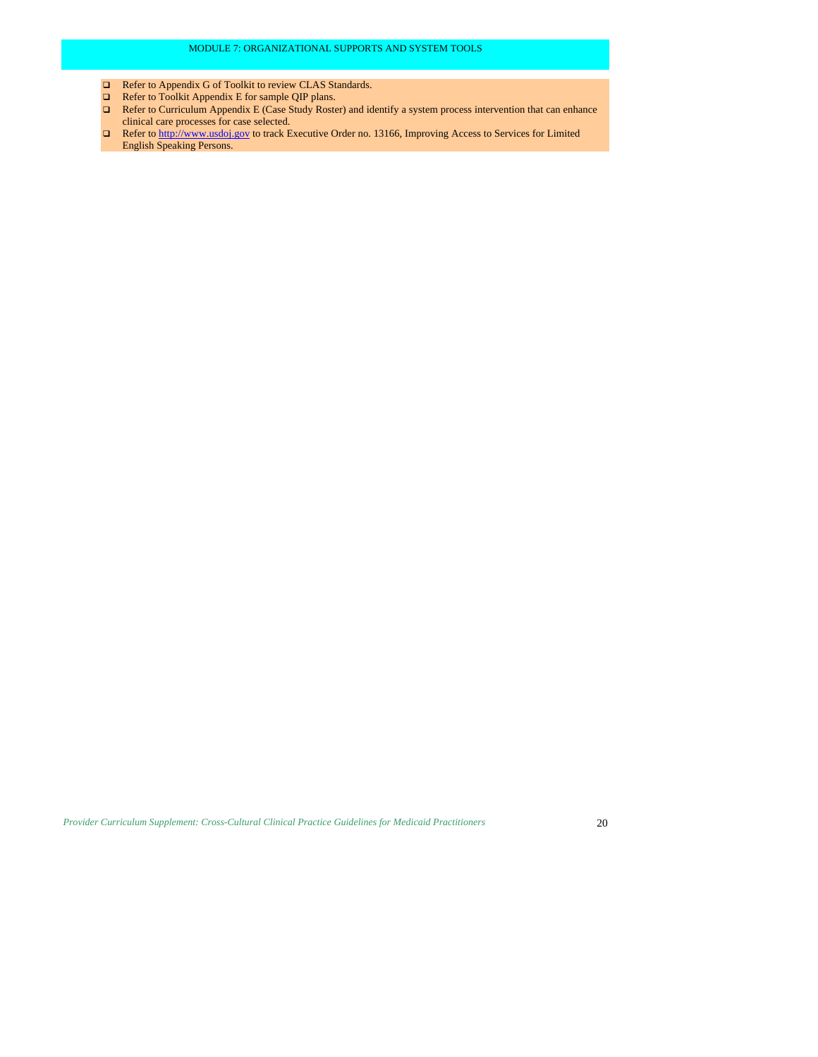## MODULE 7: ORGANIZATIONAL SUPPORTS AND SYSTEM TOOLS

- Refer to Appendix G of Toolkit to review CLAS Standards.
- Refer to Toolkit Appendix E for sample QIP plans.
- Refer to Curriculum Appendix E (Case Study Roster) and identify a system process intervention that can enhance clinical care processes for case selected.
- Refer to http://www.usdoj.gov to track Executive Order no. 13166, Improving Access to Services for Limited English Speaking Persons.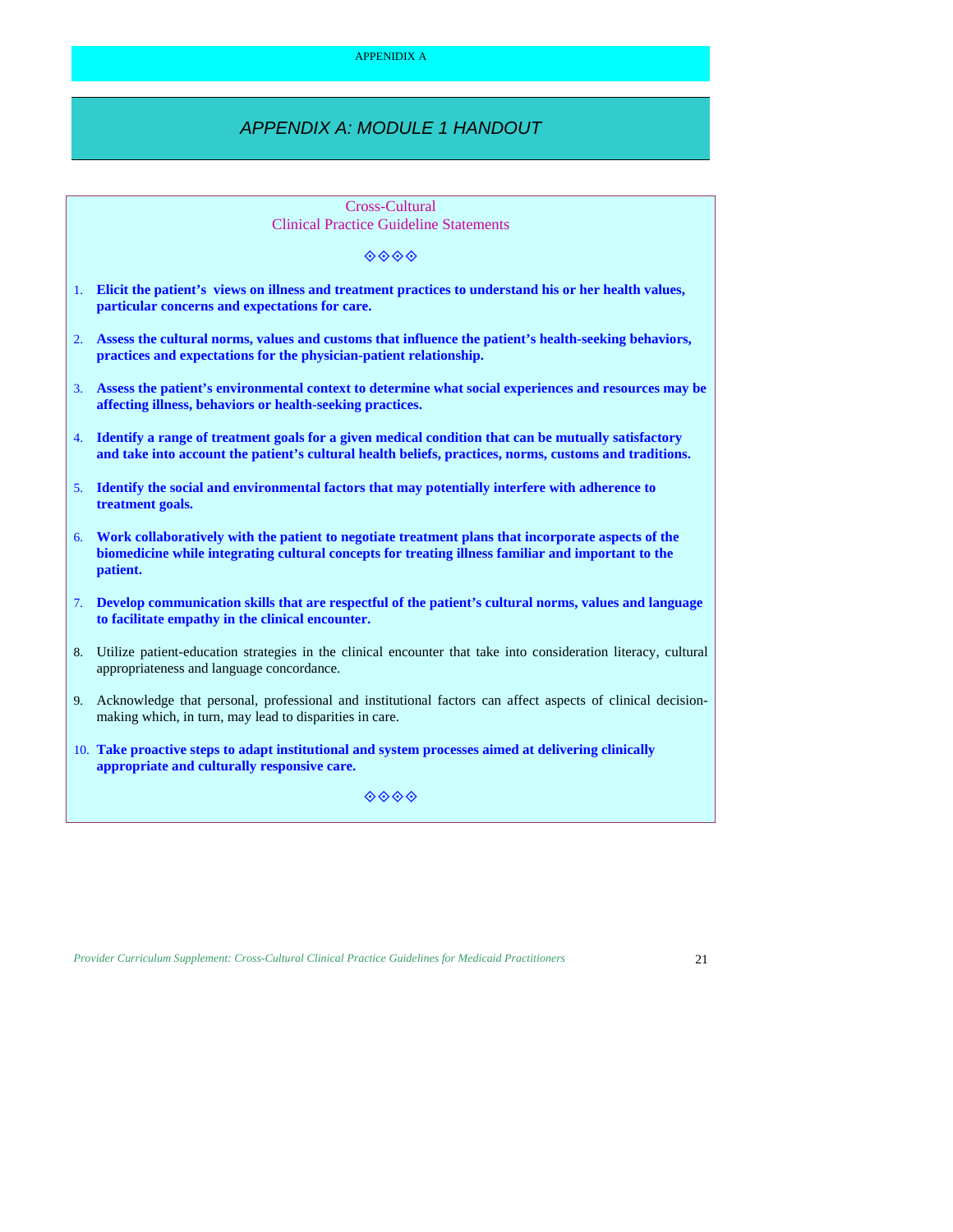# APPENDIX A: MODULE 1 HANDOUT

## Cross-Cultural Clinical Practice Guideline Statements

◈◈◈◈

1. **Elicit the patient's views on illness and treatment practices to understand his or her health values, particular concerns and expectations for care.**

2. **Assess the cultural norms, values and customs that influence the patient's health-seeking behaviors, practices and expectations for the physician-patient relationship.**

3. **Assess the patient's environmental context to determine what social experiences and resources may be affecting illness, behaviors or health-seeking practices.**

4. **Identify a range of treatment goals for a given medical condition that can be mutually satisfactory and take into account the patient's cultural health beliefs, practices, norms, customs and traditions.**

5. **Identify the social and environmental factors that may potentially interfere with adherence to treatment goals.**

6. **Work collaboratively with the patient to negotiate treatment plans that incorporate aspects of the biomedicine while integrating cultural concepts for treating illness familiar and important to the patient.**

7. **Develop communication skills that are respectful of the patient's cultural norms, values and language to facilitate empathy in the clinical encounter.**

8. Utilize patient-education strategies in the clinical encounter that take into consideration literacy, cultural appropriateness and language concordance.

9. Acknowledge that personal, professional and institutional factors can affect aspects of clinical decision-making which, in turn, may lead to disparities in care.

10. **Take proactive steps to adapt institutional and system processes aimed at delivering clinically appropriate and culturally responsive care.**

◈◈◈◈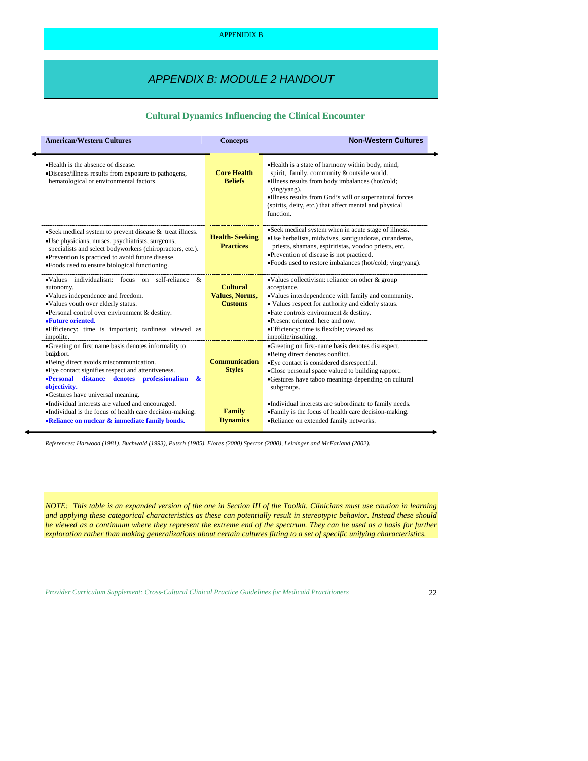# APPENDIX B: MODULE 2 HANDOUT

## Cultural Dynamics Influencing the Clinical Encounter

| American/Western Cultures | Concepts | Non-Western Cultures |
|---|---|---|
| •Health is the absence of disease.<br>•Disease/illness results from exposure to pathogens, hematological or environmental factors. | **Core Health Beliefs** | •Health is a state of harmony within body, mind, spirit, family, community & outside world.<br>•Illness results from body imbalances (hot/cold; ying/yang).<br>•Illness results from God's will or supernatural forces (spirits, deity, etc.) that affect mental and physical function. |
| •Seek medical system to prevent disease & treat illness.<br>•Use physicians, nurses, psychiatrists, surgeons, specialists and select bodyworkers (chiropractors, etc.).<br>•Prevention is practiced to avoid future disease.<br>•Foods used to ensure biological functioning. | **Health- Seeking Practices** | •Seek medical system when in acute stage of illness.<br>•Use herbalists, midwives, santiguadoras, curanderos, priests, shamans, espiritistas, voodoo priests, etc.<br>•Prevention of disease is not practiced.<br>•Foods used to restore imbalances (hot/cold; ying/yang). |
| •Values individualism: focus on self-reliance & autonomy.<br>•Values independence and freedom.<br>•Values youth over elderly status.<br>•Personal control over environment & destiny.<br>**•Future oriented.**<br>•Efficiency: time is important; tardiness viewed as impolite. | **Cultural Values, Norms, Customs** | •Values collectivism: reliance on other & group acceptance.<br>•Values interdependence with family and community.<br>• Values respect for authority and elderly status.<br>•Fate controls environment & destiny.<br>•Present oriented: here and now.<br>•Efficiency: time is flexible; viewed as impolite/insulting. |
| •Greeting on first name basis denotes informality to build rapport.<br>•Being direct avoids miscommunication.<br>•Eye contact signifies respect and attentiveness.<br>**•Personal distance denotes professionalism & objectivity.**<br>•Gestures have universal meaning. | **Communication Styles** | •Greeting on first-name basis denotes disrespect.<br>•Being direct denotes conflict.<br>•Eye contact is considered disrespectful.<br>•Close personal space valued to building rapport.<br>•Gestures have taboo meanings depending on cultural subgroups. |
| •Individual interests are valued and encouraged.<br>•Individual is the focus of health care decision-making.<br>**•Reliance on nuclear & immediate family bonds.** | **Family Dynamics** | •Individual interests are subordinate to family needs.<br>•Family is the focus of health care decision-making.<br>•Reliance on extended family networks. |

*References: Harwood (1981), Buchwald (1993), Putsch (1985), Flores (2000) Spector (2000), Leininger and McFarland (2002).*

*NOTE: This table is an expanded version of the one in Section III of the Toolkit. Clinicians must use caution in learning and applying these categorical characteristics as these can potentially result in stereotypic behavior. Instead these should be viewed as a continuum where they represent the extreme end of the spectrum. They can be used as a basis for further exploration rather than making generalizations about certain cultures fitting to a set of specific unifying characteristics.*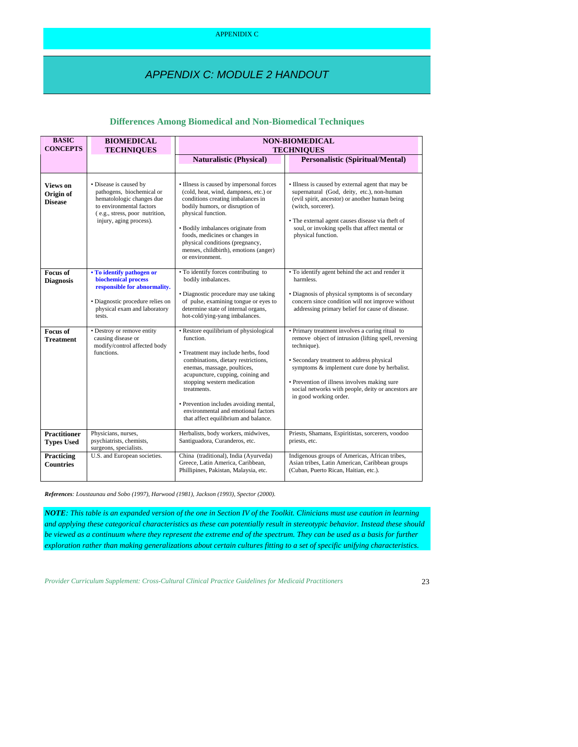# APPENDIX C: MODULE 2 HANDOUT

## Differences Among Biomedical and Non-Biomedical Techniques

| BASIC CONCEPTS | BIOMEDICAL TECHNIQUES | NON-BIOMEDICAL TECHNIQUES | |
|---|---|---|---|
| | | **Naturalistic (Physical)** | **Personalistic (Spiritual/Mental)** |
| **Views on Origin of Disease** | • Disease is caused by pathogens, biochemical or hematolologic changes due to environmental factors ( e.g., stress, poor nutrition, injury, aging process). | • Illness is caused by impersonal forces (cold, heat, wind, dampness, etc.) or conditions creating imbalances in bodily humors, or disruption of physical function.<br>• Bodily imbalances originate from foods, medicines or changes in physical conditions (pregnancy, menses, childbirth), emotions (anger) or environment. | • Illness is caused by external agent that may be supernatural (God, deity, etc.), non-human (evil spirit, ancestor) or another human being (witch, sorcerer).<br>• The external agent causes disease via theft of soul, or invoking spells that affect mental or physical function. |
| **Focus of Diagnosis** | • **To identify pathogen or biochemical process responsible for abnormality.**<br>• Diagnostic procedure relies on physical exam and laboratory tests. | • To identify forces contributing to bodily imbalances.<br>• Diagnostic procedure may use taking of pulse, examining tongue or eyes to determine state of internal organs, hot-cold/ying-yang imbalances. | • To identify agent behind the act and render it harmless.<br>• Diagnosis of physical symptoms is of secondary concern since condition will not improve without addressing primary belief for cause of disease. |
| **Focus of Treatment** | • Destroy or remove entity causing disease or modify/control affected body functions. | • Restore equilibrium of physiological function.<br>• Treatment may include herbs, food combinations, dietary restrictions, enemas, massage, poultices, acupuncture, cupping, coining and stopping western medication treatments.<br>• Prevention includes avoiding mental, environmental and emotional factors that affect equilibrium and balance. | • Primary treatment involves a curing ritual to remove object of intrusion (lifting spell, reversing technique).<br>• Secondary treatment to address physical symptoms & implement cure done by herbalist.<br>• Prevention of illness involves making sure social networks with people, deity or ancestors are in good working order. |
| **Practitioner Types Used** | Physicians, nurses, psychiatrists, chemists, surgeons, specialists. | Herbalists, body workers, midwives, Santiguadora, Curanderos, etc. | Priests, Shamans, Espiritistas, sorcerers, voodoo priests, etc. |
| **Practicing Countries** | U.S. and European societies. | China (traditional), India (Ayurveda) Greece, Latin America, Caribbean, Phillipines, Pakistan, Malaysia, etc. | Indigenous groups of Americas, African tribes, Asian tribes, Latin American, Caribbean groups (Cuban, Puerto Rican, Haitian, etc.). |

***References**: Loustaunau and Sobo (1997), Harwood (1981), Jackson (1993), Spector (2000).*

***NOTE**: This table is an expanded version of the one in Section IV of the Toolkit. Clinicians must use caution in learning and applying these categorical characteristics as these can potentially result in stereotypic behavior. Instead these should be viewed as a continuum where they represent the extreme end of the spectrum. They can be used as a basis for further exploration rather than making generalizations about certain cultures fitting to a set of specific unifying characteristics.*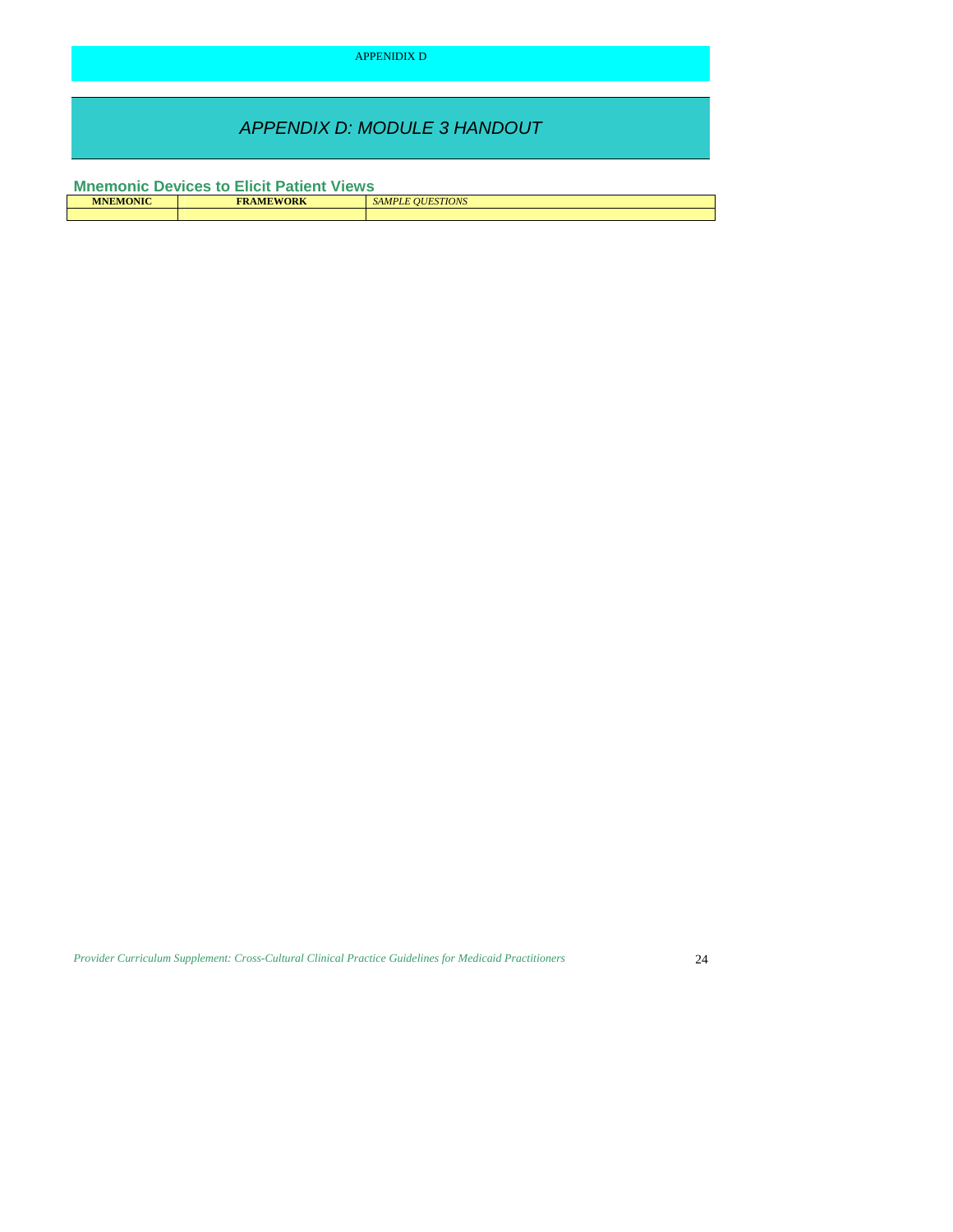APPENIDIX D

# APPENDIX D: MODULE 3 HANDOUT

## Mnemonic Devices to Elicit Patient Views

| **MNEMONIC** | **FRAMEWORK** | *SAMPLE QUESTIONS* |
|---|---|---|
| | | |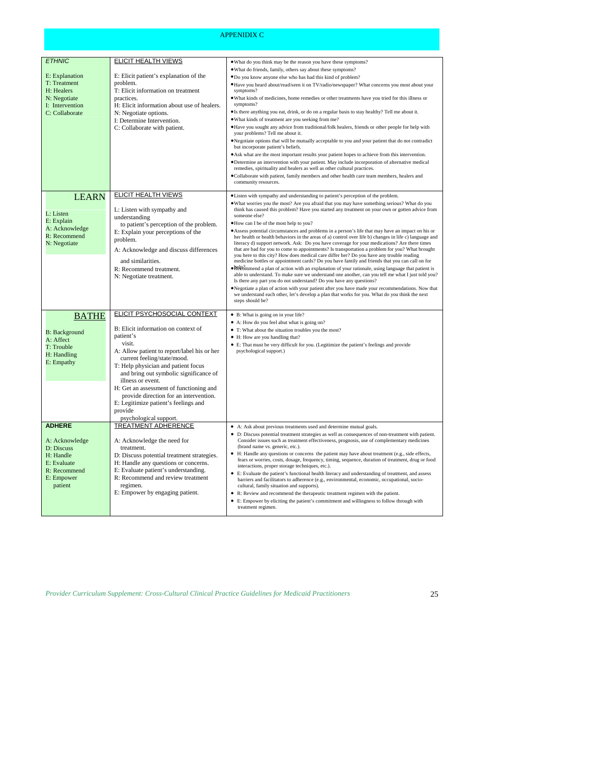# APPENDIX C

| | | |
|---|---|---|
| *ETHNIC*<br><br>E: Explanation<br>T: Treatment<br>H: Healers<br>N: Negotiate<br>I: Intervention<br>C: Collaborate | ELICIT HEALTH VIEWS<br><br>E: Elicit patient's explanation of the problem.<br>T: Elicit information on treatment practices.<br>H: Elicit information about use of healers.<br>N: Negotiate options.<br>I: Determine Intervention.<br>C: Collaborate with patient. | • What do you think may be the reason you have these symptoms?<br>• What do friends, family, others say about these symptoms?<br>• Do you know anyone else who has had this kind of problem?<br>• Have you heard about/read/seen it on TV/radio/newspaper? What concerns you most about your symptoms?<br>• What kinds of medicines, home remedies or other treatments have you tried for this illness or symptoms?<br>• Is there anything you eat, drink, or do on a regular basis to stay healthy? Tell me about it.<br>• What kinds of treatment are you seeking from me?<br>• Have you sought any advice from traditional/folk healers, friends or other people for help with your problems? Tell me about it.<br>• Negotiate options that will be mutually acceptable to you and your patient that do not contradict but incorporate patient's beliefs.<br>• Ask what are the most important results your patient hopes to achieve from this intervention.<br>• Determine an intervention with your patient. May include incorporation of alternative medical remedies, spirituality and healers as well as other cultural practices.<br>• Collaborate with patient, family members and other health care team members, healers and community resources. |
| LEARN<br><br>L: Listen<br>E: Explain<br>A: Acknowledge<br>R: Recommend<br>N: Negotiate | ELICIT HEALTH VIEWS<br><br>L: Listen with sympathy and understanding to patient's perception of the problem.<br>E: Explain your perceptions of the problem.<br>A: Acknowledge and discuss differences and similarities.<br>R: Recommend treatment.<br>N: Negotiate treatment. | • Listen with sympathy and understanding to patient's perception of the problem.<br>• What worries you the most? Are you afraid that you may have something serious? What do you think has caused this problem? Have you started any treatment on your own or gotten advice from someone else?<br>• How can I be of the most help to you?<br>• Assess potential circumstances and problems in a person's life that may have an impact on his or her health or health behaviors in the areas of a) control over life b) changes in life c) language and literacy d) support network. Ask: Do you have coverage for your medications? Are there times that are bad for you to come to appointments? Is transportation a problem for you? What brought you here to this city? How does medical care differ her? Do you have any trouble reading medicine bottles or appointment cards? Do you have family and friends that you can call on for help?<br>• Recommend a plan of action with an explanation of your rationale, using language that patient is able to understand. To make sure we understand one another, can you tell me what I just told you? Is there any part you do not understand? Do you have any questions?<br>• Negotiate a plan of action with your patient after you have made your recommendations. Now that we understand each other, let's develop a plan that works for you. What do you think the next steps should be? |
| BATHE<br><br>B: Background<br>A: Affect<br>T: Trouble<br>H: Handling<br>E: Empathy | ELICIT PSYCHOSOCIAL CONTEXT<br><br>B: Elicit information on context of patient's visit.<br>A: Allow patient to report/label his or her current feeling/state/mood.<br>T: Help physician and patient focus and bring out symbolic significance of illness or event.<br>H: Get an assessment of functioning and provide direction for an intervention.<br>E: Legitimize patient's feelings and provide psychological support. | • B: What is going on in your life?<br>• A: How do you feel abut what is going on?<br>• T: What about the situation troubles you the most?<br>• H: How are you handling that?<br>• E: That must be very difficult for you. (Legitimize the patient's feelings and provide psychological support.) |
| **ADHERE**<br><br>A: Acknowledge<br>D: Discuss<br>H: Handle<br>E: Evaluate<br>R: Recommend<br>E: Empower patient | TREATMENT ADHERENCE<br><br>A: Acknowledge the need for treatment.<br>D: Discuss potential treatment strategies.<br>H: Handle any questions or concerns.<br>E: Evaluate patient's understanding.<br>R: Recommend and review treatment regimen.<br>E: Empower by engaging patient. | • A: Ask about previous treatments used and determine mutual goals.<br>• D: Discuss potential treatment strategies as well as consequences of non-treatment with patient. Consider issues such as treatment effectiveness, prognosis, use of complementary medicines (brand name vs. generic, etc.).<br>• H: Handle any questions or concerns the patient may have about treatment (e.g., side effects, fears or worries, costs, dosage, frequency, timing, sequence, duration of treatment, drug or food interactions, proper storage techniques, etc.).<br>• E: Evaluate the patient's functional health literacy and understanding of treatment, and assess barriers and facilitators to adherence (e.g., environmental, economic, occupational, socio-cultural, family situation and supports).<br>• R: Review and recommend the therapeutic treatment regimen with the patient.<br>• E: Empower by eliciting the patient's commitment and willingness to follow through with treatment regimen. |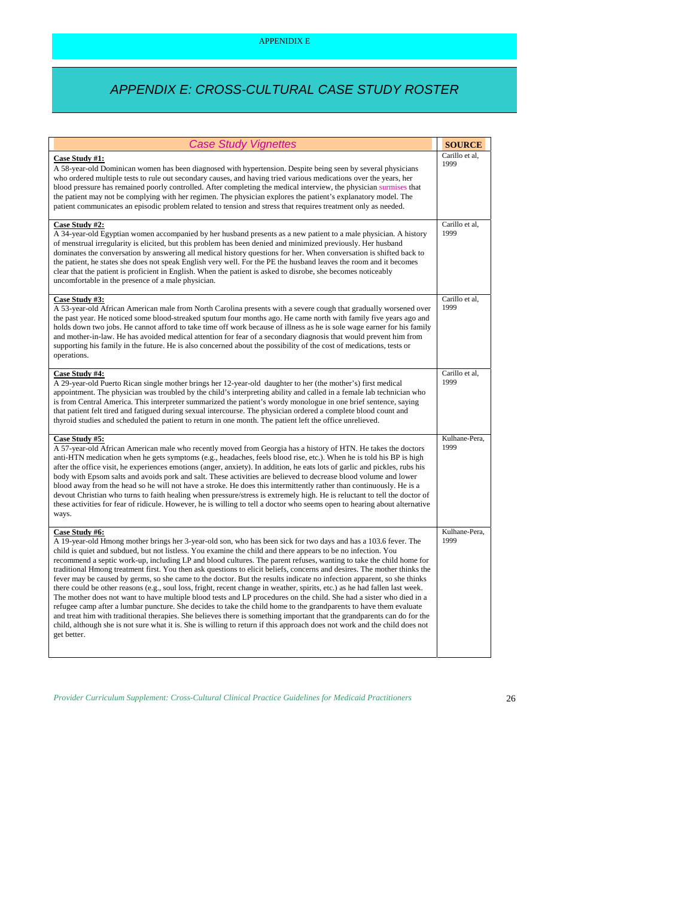# APPENDIX E: CROSS-CULTURAL CASE STUDY ROSTER

| *Case Study Vignettes* | **SOURCE** |
|---|---|
| **Case Study #1:** A 58-year-old Dominican women has been diagnosed with hypertension. Despite being seen by several physicians who ordered multiple tests to rule out secondary causes, and having tried various medications over the years, her blood pressure has remained poorly controlled. After completing the medical interview, the physician surmises that the patient may not be complying with her regimen. The physician explores the patient's explanatory model. The patient communicates an episodic problem related to tension and stress that requires treatment only as needed. | Carillo et al, 1999 |
| **Case Study #2:** A 34-year-old Egyptian women accompanied by her husband presents as a new patient to a male physician. A history of menstrual irregularity is elicited, but this problem has been denied and minimized previously. Her husband dominates the conversation by answering all medical history questions for her. When conversation is shifted back to the patient, he states she does not speak English very well. For the PE the husband leaves the room and it becomes clear that the patient is proficient in English. When the patient is asked to disrobe, she becomes noticeably uncomfortable in the presence of a male physician. | Carillo et al, 1999 |
| **Case Study #3:** A 53-year-old African American male from North Carolina presents with a severe cough that gradually worsened over the past year. He noticed some blood-streaked sputum four months ago. He came north with family five years ago and holds down two jobs. He cannot afford to take time off work because of illness as he is sole wage earner for his family and mother-in-law. He has avoided medical attention for fear of a secondary diagnosis that would prevent him from supporting his family in the future. He is also concerned about the possibility of the cost of medications, tests or operations. | Carillo et al, 1999 |
| **Case Study #4:** A 29-year-old Puerto Rican single mother brings her 12-year-old daughter to her (the mother's) first medical appointment. The physician was troubled by the child's interpreting ability and called in a female lab technician who is from Central America. This interpreter summarized the patient's wordy monologue in one brief sentence, saying that patient felt tired and fatigued during sexual intercourse. The physician ordered a complete blood count and thyroid studies and scheduled the patient to return in one month. The patient left the office unrelieved. | Carillo et al, 1999 |
| **Case Study #5:** A 57-year-old African American male who recently moved from Georgia has a history of HTN. He takes the doctors anti-HTN medication when he gets symptoms (e.g., headaches, feels blood rise, etc.). When he is told his BP is high after the office visit, he experiences emotions (anger, anxiety). In addition, he eats lots of garlic and pickles, rubs his body with Epsom salts and avoids pork and salt. These activities are believed to decrease blood volume and lower blood away from the head so he will not have a stroke. He does this intermittently rather than continuously. He is a devout Christian who turns to faith healing when pressure/stress is extremely high. He is reluctant to tell the doctor of these activities for fear of ridicule. However, he is willing to tell a doctor who seems open to hearing about alternative ways. | Kulhane-Pera, 1999 |
| **Case Study #6:** A 19-year-old Hmong mother brings her 3-year-old son, who has been sick for two days and has a 103.6 fever. The child is quiet and subdued, but not listless. You examine the child and there appears to be no infection. You recommend a septic work-up, including LP and blood cultures. The parent refuses, wanting to take the child home for traditional Hmong treatment first. You then ask questions to elicit beliefs, concerns and desires. The mother thinks the fever may be caused by germs, so she came to the doctor. But the results indicate no infection apparent, so she thinks there could be other reasons (e.g., soul loss, fright, recent change in weather, spirits, etc.) as he had fallen last week. The mother does not want to have multiple blood tests and LP procedures on the child. She had a sister who died in a refugee camp after a lumbar puncture. She decides to take the child home to the grandparents to have them evaluate and treat him with traditional therapies. She believes there is something important that the grandparents can do for the child, although she is not sure what it is. She is willing to return if this approach does not work and the child does not get better. | Kulhane-Pera, 1999 |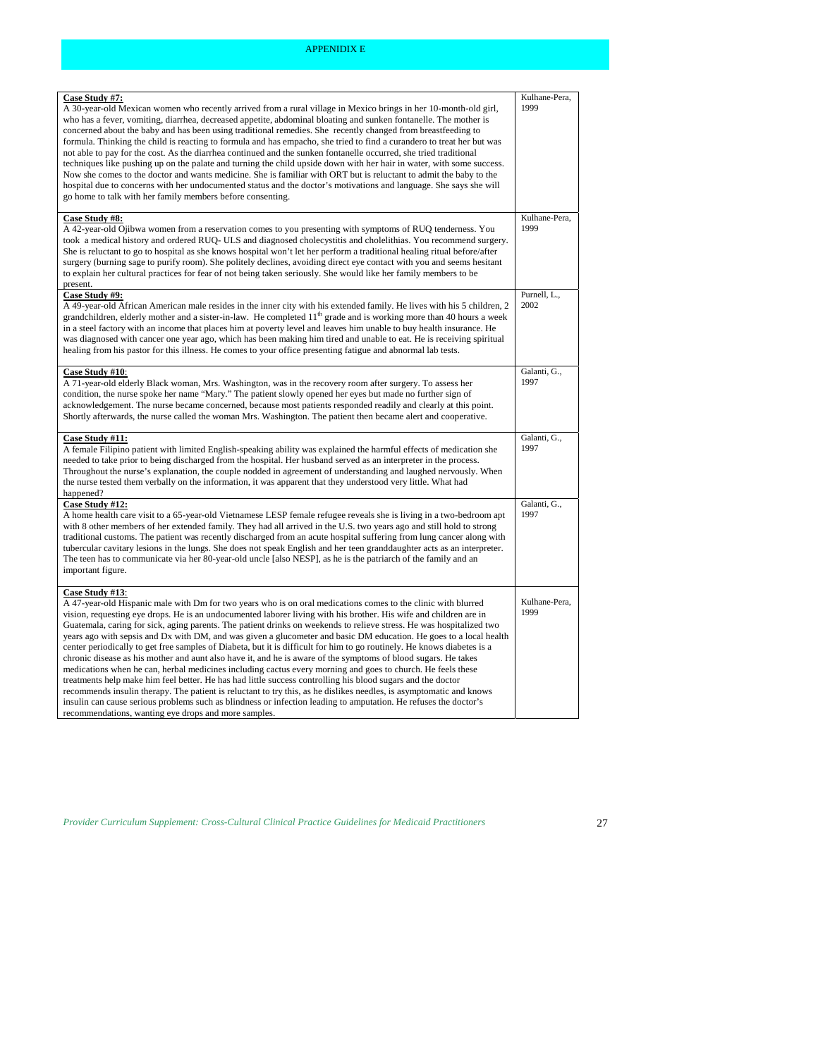APPENIDIX E

| Case Study | Source |
|---|---|
| **Case Study #7:** A 30-year-old Mexican women who recently arrived from a rural village in Mexico brings in her 10-month-old girl, who has a fever, vomiting, diarrhea, decreased appetite, abdominal bloating and sunken fontanelle. The mother is concerned about the baby and has been using traditional remedies. She recently changed from breastfeeding to formula. Thinking the child is reacting to formula and has empacho, she tried to find a curandero to treat her but was not able to pay for the cost. As the diarrhea continued and the sunken fontanelle occurred, she tried traditional techniques like pushing up on the palate and turning the child upside down with her hair in water, with some success. Now she comes to the doctor and wants medicine. She is familiar with ORT but is reluctant to admit the baby to the hospital due to concerns with her undocumented status and the doctor's motivations and language. She says she will go home to talk with her family members before consenting. | Kulhane-Pera, 1999 |
| **Case Study #8:** A 42-year-old Ojibwa women from a reservation comes to you presenting with symptoms of RUQ tenderness. You took a medical history and ordered RUQ- ULS and diagnosed cholecystitis and cholelithias. You recommend surgery. She is reluctant to go to hospital as she knows hospital won't let her perform a traditional healing ritual before/after surgery (burning sage to purify room). She politely declines, avoiding direct eye contact with you and seems hesitant to explain her cultural practices for fear of not being taken seriously. She would like her family members to be present. | Kulhane-Pera, 1999 |
| **Case Study #9:** A 49-year-old African American male resides in the inner city with his extended family. He lives with his 5 children, 2 grandchildren, elderly mother and a sister-in-law. He completed 11th grade and is working more than 40 hours a week in a steel factory with an income that places him at poverty level and leaves him unable to buy health insurance. He was diagnosed with cancer one year ago, which has been making him tired and unable to eat. He is receiving spiritual healing from his pastor for this illness. He comes to your office presenting fatigue and abnormal lab tests. | Purnell, L., 2002 |
| **Case Study #10:** A 71-year-old elderly Black woman, Mrs. Washington, was in the recovery room after surgery. To assess her condition, the nurse spoke her name "Mary." The patient slowly opened her eyes but made no further sign of acknowledgement. The nurse became concerned, because most patients responded readily and clearly at this point. Shortly afterwards, the nurse called the woman Mrs. Washington. The patient then became alert and cooperative. | Galanti, G., 1997 |
| **Case Study #11:** A female Filipino patient with limited English-speaking ability was explained the harmful effects of medication she needed to take prior to being discharged from the hospital. Her husband served as an interpreter in the process. Throughout the nurse's explanation, the couple nodded in agreement of understanding and laughed nervously. When the nurse tested them verbally on the information, it was apparent that they understood very little. What had happened? | Galanti, G., 1997 |
| **Case Study #12:** A home health care visit to a 65-year-old Vietnamese LESP female refugee reveals she is living in a two-bedroom apt with 8 other members of her extended family. They had all arrived in the U.S. two years ago and still hold to strong traditional customs. The patient was recently discharged from an acute hospital suffering from lung cancer along with tubercular cavitary lesions in the lungs. She does not speak English and her teen granddaughter acts as an interpreter. The teen has to communicate via her 80-year-old uncle [also NESP], as he is the patriarch of the family and an important figure. | Galanti, G., 1997 |
| **Case Study #13:** A 47-year-old Hispanic male with Dm for two years who is on oral medications comes to the clinic with blurred vision, requesting eye drops. He is an undocumented laborer living with his brother. His wife and children are in Guatemala, caring for sick, aging parents. The patient drinks on weekends to relieve stress. He was hospitalized two years ago with sepsis and Dx with DM, and was given a glucometer and basic DM education. He goes to a local health center periodically to get free samples of Diabeta, but it is difficult for him to go routinely. He knows diabetes is a chronic disease as his mother and aunt also have it, and he is aware of the symptoms of blood sugars. He takes medications when he can, herbal medicines including cactus every morning and goes to church. He feels these treatments help make him feel better. He has had little success controlling his blood sugars and the doctor recommends insulin therapy. The patient is reluctant to try this, as he dislikes needles, is asymptomatic and knows insulin can cause serious problems such as blindness or infection leading to amputation. He refuses the doctor's recommendations, wanting eye drops and more samples. | Kulhane-Pera, 1999 |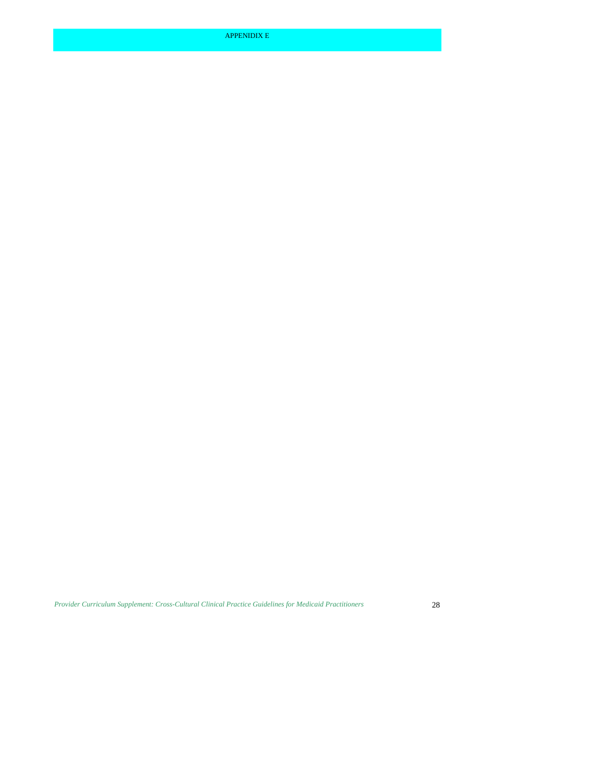APPENIDIX E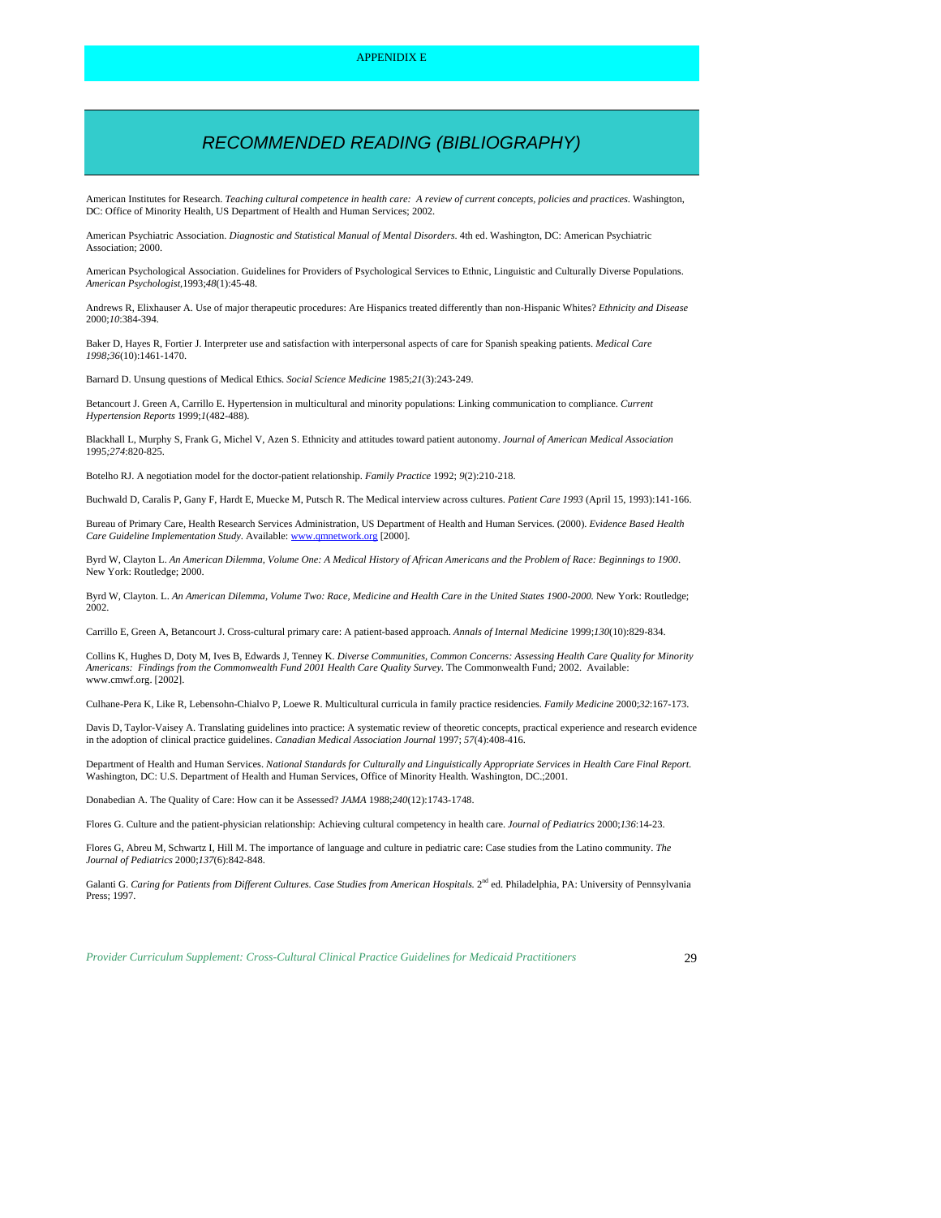APPENIDIX E

# *RECOMMENDED READING (BIBLIOGRAPHY)*

American Institutes for Research. *Teaching cultural competence in health care: A review of current concepts, policies and practices.* Washington, DC: Office of Minority Health, US Department of Health and Human Services; 2002.

American Psychiatric Association. *Diagnostic and Statistical Manual of Mental Disorders*. 4th ed. Washington, DC: American Psychiatric Association; 2000.

American Psychological Association. Guidelines for Providers of Psychological Services to Ethnic, Linguistic and Culturally Diverse Populations. *American Psychologist*,1993;*48*(1):45-48.

Andrews R, Elixhauser A. Use of major therapeutic procedures: Are Hispanics treated differently than non-Hispanic Whites? *Ethnicity and Disease* 2000;*10*:384-394.

Baker D, Hayes R, Fortier J. Interpreter use and satisfaction with interpersonal aspects of care for Spanish speaking patients. *Medical Care 1998;36*(10):1461-1470.

Barnard D. Unsung questions of Medical Ethics. *Social Science Medicine* 1985;*21*(3):243-249.

Betancourt J. Green A, Carrillo E. Hypertension in multicultural and minority populations: Linking communication to compliance. *Current Hypertension Reports* 1999;*1*(482-488).

Blackhall L, Murphy S, Frank G, Michel V, Azen S. Ethnicity and attitudes toward patient autonomy. *Journal of American Medical Association* 1995;*274*:820-825.

Botelho RJ. A negotiation model for the doctor-patient relationship. *Family Practice* 1992; *9*(2):210-218.

Buchwald D, Caralis P, Gany F, Hardt E, Muecke M, Putsch R. The Medical interview across cultures. *Patient Care 1993* (April 15, 1993):141-166.

Bureau of Primary Care, Health Research Services Administration, US Department of Health and Human Services. (2000). *Evidence Based Health Care Guideline Implementation Study*. Available: www.qmnetwork.org [2000].

Byrd W, Clayton L. *An American Dilemma, Volume One: A Medical History of African Americans and the Problem of Race: Beginnings to 1900*. New York: Routledge; 2000.

Byrd W, Clayton. L. *An American Dilemma, Volume Two: Race, Medicine and Health Care in the United States 1900-2000.* New York: Routledge; 2002.

Carrillo E, Green A, Betancourt J. Cross-cultural primary care: A patient-based approach. *Annals of Internal Medicine* 1999;*130*(10):829-834.

Collins K, Hughes D, Doty M, Ives B, Edwards J, Tenney K. *Diverse Communities, Common Concerns: Assessing Health Care Quality for Minority Americans: Findings from the Commonwealth Fund 2001 Health Care Quality Survey*. The Commonwealth Fund; 2002. Available: www.cmwf.org. [2002].

Culhane-Pera K, Like R, Lebensohn-Chialvo P, Loewe R. Multicultural curricula in family practice residencies. *Family Medicine* 2000;*32*:167-173.

Davis D, Taylor-Vaisey A. Translating guidelines into practice: A systematic review of theoretic concepts, practical experience and research evidence in the adoption of clinical practice guidelines. *Canadian Medical Association Journal* 1997; *57*(4):408-416.

Department of Health and Human Services. *National Standards for Culturally and Linguistically Appropriate Services in Health Care Final Report*. Washington, DC: U.S. Department of Health and Human Services, Office of Minority Health. Washington, DC.;2001.

Donabedian A. The Quality of Care: How can it be Assessed? *JAMA* 1988;*240*(12):1743-1748.

Flores G. Culture and the patient-physician relationship: Achieving cultural competency in health care. *Journal of Pediatrics* 2000;*136*:14-23.

Flores G, Abreu M, Schwartz I, Hill M. The importance of language and culture in pediatric care: Case studies from the Latino community. *The Journal of Pediatrics* 2000;*137*(6):842-848.

Galanti G. *Caring for Patients from Different Cultures. Case Studies from American Hospitals.* 2nd ed. Philadelphia, PA: University of Pennsylvania Press; 1997.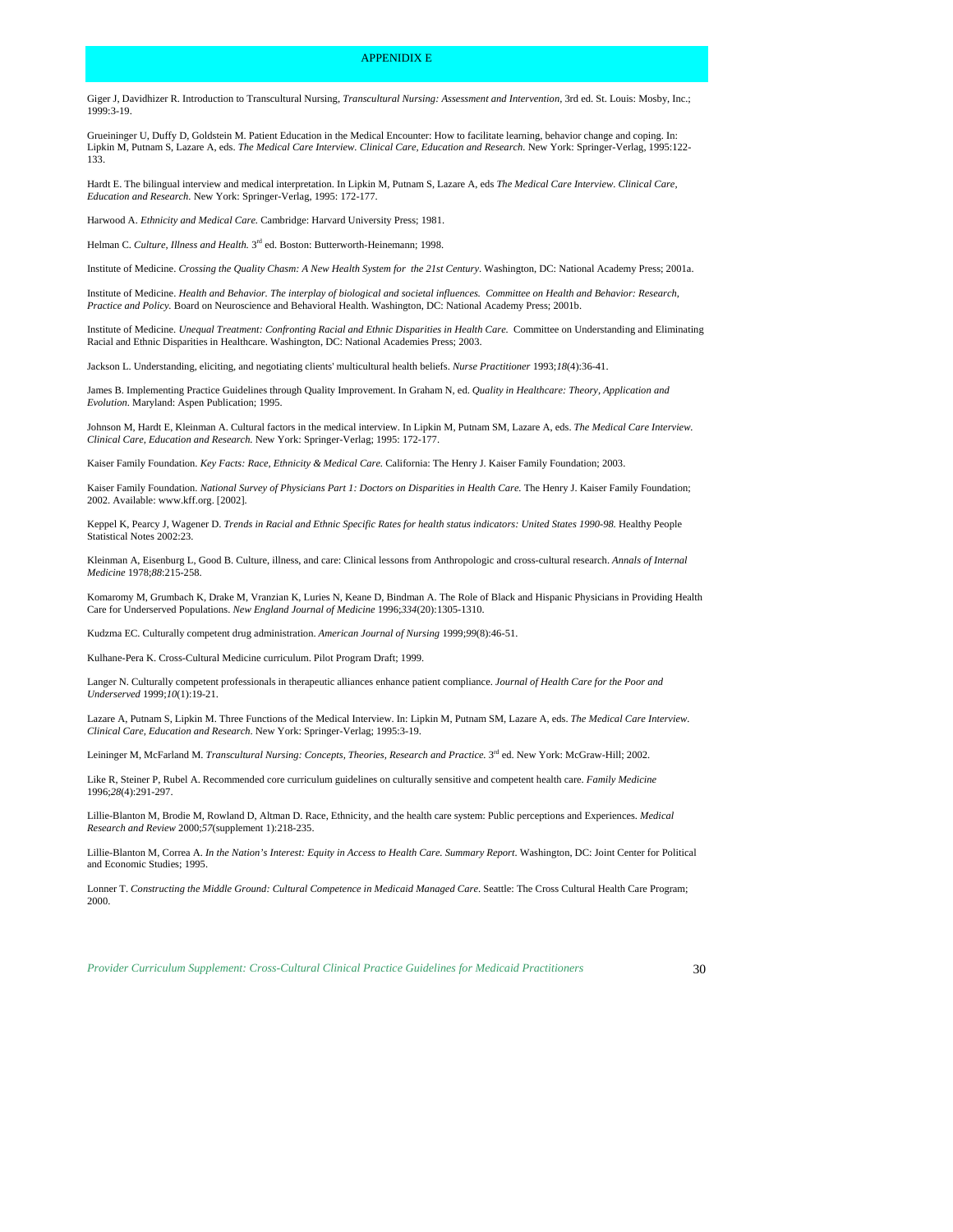# APPENIDIX E

Giger J, Davidhizer R. Introduction to Transcultural Nursing, *Transcultural Nursing: Assessment and Intervention*, 3rd ed. St. Louis: Mosby, Inc.; 1999:3-19.

Grueininger U, Duffy D, Goldstein M. Patient Education in the Medical Encounter: How to facilitate learning, behavior change and coping. In: Lipkin M, Putnam S, Lazare A, eds. *The Medical Care Interview. Clinical Care, Education and Research*. New York: Springer-Verlag, 1995:122-133.

Hardt E. The bilingual interview and medical interpretation. In Lipkin M, Putnam S, Lazare A, eds *The Medical Care Interview. Clinical Care, Education and Research.* New York: Springer-Verlag, 1995: 172-177.

Harwood A. *Ethnicity and Medical Care.* Cambridge: Harvard University Press; 1981.

Helman C. *Culture, Illness and Health.* 3rd ed. Boston: Butterworth-Heinemann; 1998.

Institute of Medicine. *Crossing the Quality Chasm: A New Health System for the 21st Century*. Washington, DC: National Academy Press; 2001a.

Institute of Medicine. *Health and Behavior. The interplay of biological and societal influences. Committee on Health and Behavior: Research, Practice and Policy.* Board on Neuroscience and Behavioral Health. Washington, DC: National Academy Press; 2001b.

Institute of Medicine. *Unequal Treatment: Confronting Racial and Ethnic Disparities in Health Care.* Committee on Understanding and Eliminating Racial and Ethnic Disparities in Healthcare. Washington, DC: National Academies Press; 2003.

Jackson L. Understanding, eliciting, and negotiating clients' multicultural health beliefs. *Nurse Practitioner* 1993;*18*(4):36-41.

James B. Implementing Practice Guidelines through Quality Improvement. In Graham N, ed. *Quality in Healthcare: Theory, Application and Evolution.* Maryland: Aspen Publication; 1995.

Johnson M, Hardt E, Kleinman A. Cultural factors in the medical interview. In Lipkin M, Putnam SM, Lazare A, eds. *The Medical Care Interview. Clinical Care, Education and Research.* New York: Springer-Verlag; 1995: 172-177.

Kaiser Family Foundation. *Key Facts: Race, Ethnicity & Medical Care.* California: The Henry J. Kaiser Family Foundation; 2003.

Kaiser Family Foundation. *National Survey of Physicians Part 1: Doctors on Disparities in Health Care.* The Henry J. Kaiser Family Foundation; 2002. Available: www.kff.org. [2002].

Keppel K, Pearcy J, Wagener D. *Trends in Racial and Ethnic Specific Rates for health status indicators: United States 1990-98.* Healthy People Statistical Notes 2002:23.

Kleinman A, Eisenburg L, Good B. Culture, illness, and care: Clinical lessons from Anthropologic and cross-cultural research. *Annals of Internal Medicine* 1978;*88*:215-258.

Komaromy M, Grumbach K, Drake M, Vranzian K, Luries N, Keane D, Bindman A. The Role of Black and Hispanic Physicians in Providing Health Care for Underserved Populations. *New England Journal of Medicine* 1996;*334*(20):1305-1310.

Kudzma EC. Culturally competent drug administration. *American Journal of Nursing* 1999;*99*(8):46-51.

Kulhane-Pera K. Cross-Cultural Medicine curriculum. Pilot Program Draft; 1999.

Langer N. Culturally competent professionals in therapeutic alliances enhance patient compliance. *Journal of Health Care for the Poor and Underserved* 1999;*10*(1):19-21.

Lazare A, Putnam S, Lipkin M. Three Functions of the Medical Interview. In: Lipkin M, Putnam SM, Lazare A, eds. *The Medical Care Interview. Clinical Care, Education and Research.* New York: Springer-Verlag; 1995:3-19.

Leininger M, McFarland M. *Transcultural Nursing: Concepts, Theories, Research and Practice.* 3rd ed. New York: McGraw-Hill; 2002.

Like R, Steiner P, Rubel A. Recommended core curriculum guidelines on culturally sensitive and competent health care. *Family Medicine* 1996;*28*(4):291-297.

Lillie-Blanton M, Brodie M, Rowland D, Altman D. Race, Ethnicity, and the health care system: Public perceptions and Experiences. *Medical Research and Review* 2000;*57*(supplement 1):218-235.

Lillie-Blanton M, Correa A. *In the Nation's Interest: Equity in Access to Health Care. Summary Report*. Washington, DC: Joint Center for Political and Economic Studies; 1995.

Lonner T. *Constructing the Middle Ground: Cultural Competence in Medicaid Managed Care*. Seattle: The Cross Cultural Health Care Program; 2000.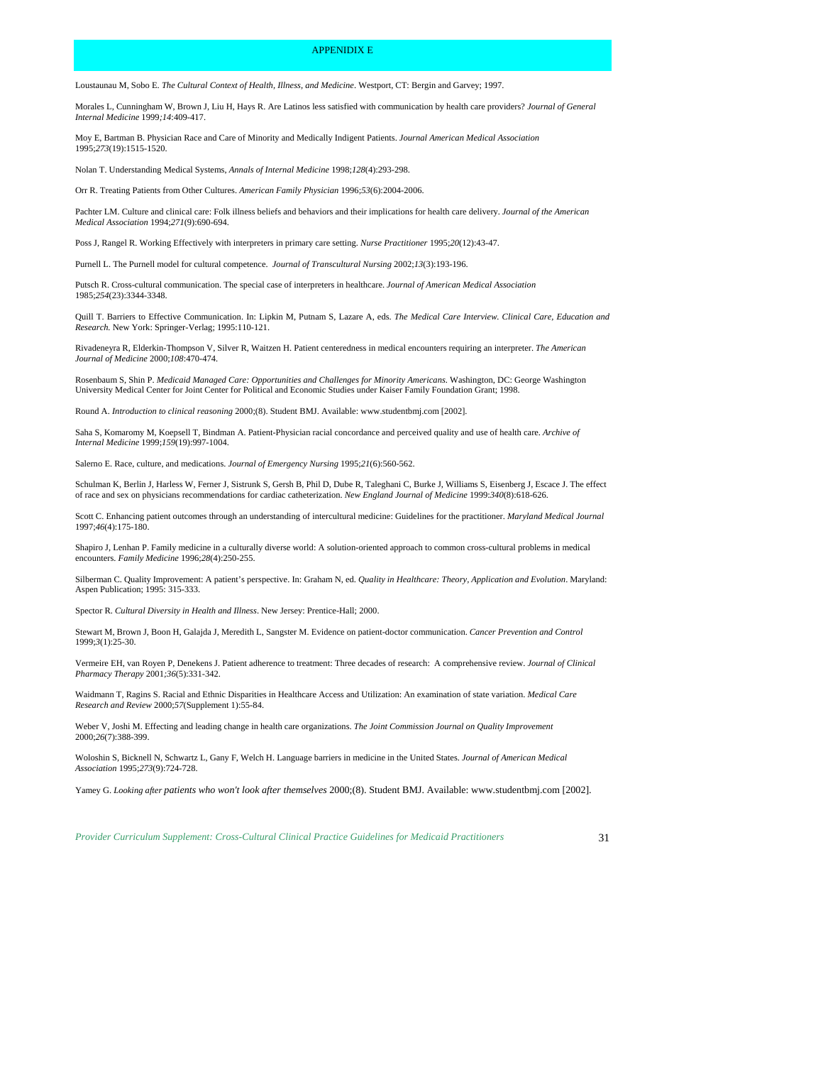## APPENIDIX E

Loustaunau M, Sobo E. *The Cultural Context of Health, Illness, and Medicine*. Westport, CT: Bergin and Garvey; 1997.

Morales L, Cunningham W, Brown J, Liu H, Hays R. Are Latinos less satisfied with communication by health care providers? *Journal of General Internal Medicine* 1999*;14*:409-417.

Moy E, Bartman B. Physician Race and Care of Minority and Medically Indigent Patients. *Journal American Medical Association* 1995;*273*(19):1515-1520.

Nolan T. Understanding Medical Systems, *Annals of Internal Medicine* 1998;*128*(4):293-298.

Orr R. Treating Patients from Other Cultures. *American Family Physician* 1996;*53*(6):2004-2006.

Pachter LM. Culture and clinical care: Folk illness beliefs and behaviors and their implications for health care delivery. *Journal of the American Medical Association* 1994;*271*(9):690-694.

Poss J, Rangel R. Working Effectively with interpreters in primary care setting. *Nurse Practitioner* 1995;*20*(12):43-47.

Purnell L. The Purnell model for cultural competence. *Journal of Transcultural Nursing* 2002;*13*(3):193-196.

Putsch R. Cross-cultural communication. The special case of interpreters in healthcare. *Journal of American Medical Association* 1985;*254*(23):3344-3348.

Quill T. Barriers to Effective Communication. In: Lipkin M, Putnam S, Lazare A, eds. *The Medical Care Interview. Clinical Care, Education and Research.* New York: Springer-Verlag; 1995:110-121.

Rivadeneyra R, Elderkin-Thompson V, Silver R, Waitzen H. Patient centeredness in medical encounters requiring an interpreter. *The American Journal of Medicine* 2000;*108*:470-474.

Rosenbaum S, Shin P. *Medicaid Managed Care: Opportunities and Challenges for Minority Americans*. Washington, DC: George Washington University Medical Center for Joint Center for Political and Economic Studies under Kaiser Family Foundation Grant; 1998.

Round A. *Introduction to clinical reasoning* 2000;(8). Student BMJ. Available: www.studentbmj.com [2002].

Saha S, Komaromy M, Koepsell T, Bindman A. Patient-Physician racial concordance and perceived quality and use of health care. *Archive of Internal Medicine* 1999;*159*(19):997-1004.

Salerno E. Race, culture, and medications. *Journal of Emergency Nursing* 1995;*21*(6):560-562.

Schulman K, Berlin J, Harless W, Ferner J, Sistrunk S, Gersh B, Phil D, Dube R, Taleghani C, Burke J, Williams S, Eisenberg J, Escace J. The effect of race and sex on physicians recommendations for cardiac catheterization. *New England Journal of Medicine* 1999:*340*(8):618-626.

Scott C. Enhancing patient outcomes through an understanding of intercultural medicine: Guidelines for the practitioner. *Maryland Medical Journal* 1997;*46*(4):175-180.

Shapiro J, Lenhan P. Family medicine in a culturally diverse world: A solution-oriented approach to common cross-cultural problems in medical encounters. *Family Medicine* 1996;*28*(4):250-255.

Silberman C. Quality Improvement: A patient's perspective. In: Graham N, ed. *Quality in Healthcare: Theory, Application and Evolution*. Maryland: Aspen Publication; 1995: 315-333.

Spector R. *Cultural Diversity in Health and Illness*. New Jersey: Prentice-Hall; 2000.

Stewart M, Brown J, Boon H, Galajda J, Meredith L, Sangster M. Evidence on patient-doctor communication. *Cancer Prevention and Control* 1999;*3*(1):25-30.

Vermeire EH, van Royen P, Denekens J. Patient adherence to treatment: Three decades of research: A comprehensive review. *Journal of Clinical Pharmacy Therapy* 2001;*36*(5):331-342.

Waidmann T, Ragins S. Racial and Ethnic Disparities in Healthcare Access and Utilization: An examination of state variation. *Medical Care Research and Review* 2000;*57*(Supplement 1):55-84.

Weber V, Joshi M. Effecting and leading change in health care organizations. *The Joint Commission Journal on Quality Improvement* 2000;*26*(7):388-399.

Woloshin S, Bicknell N, Schwartz L, Gany F, Welch H. Language barriers in medicine in the United States. *Journal of American Medical Association* 1995;*273*(9):724-728.

Yamey G. *Looking after patients who won't look after themselves* 2000;(8). Student BMJ. Available: www.studentbmj.com [2002].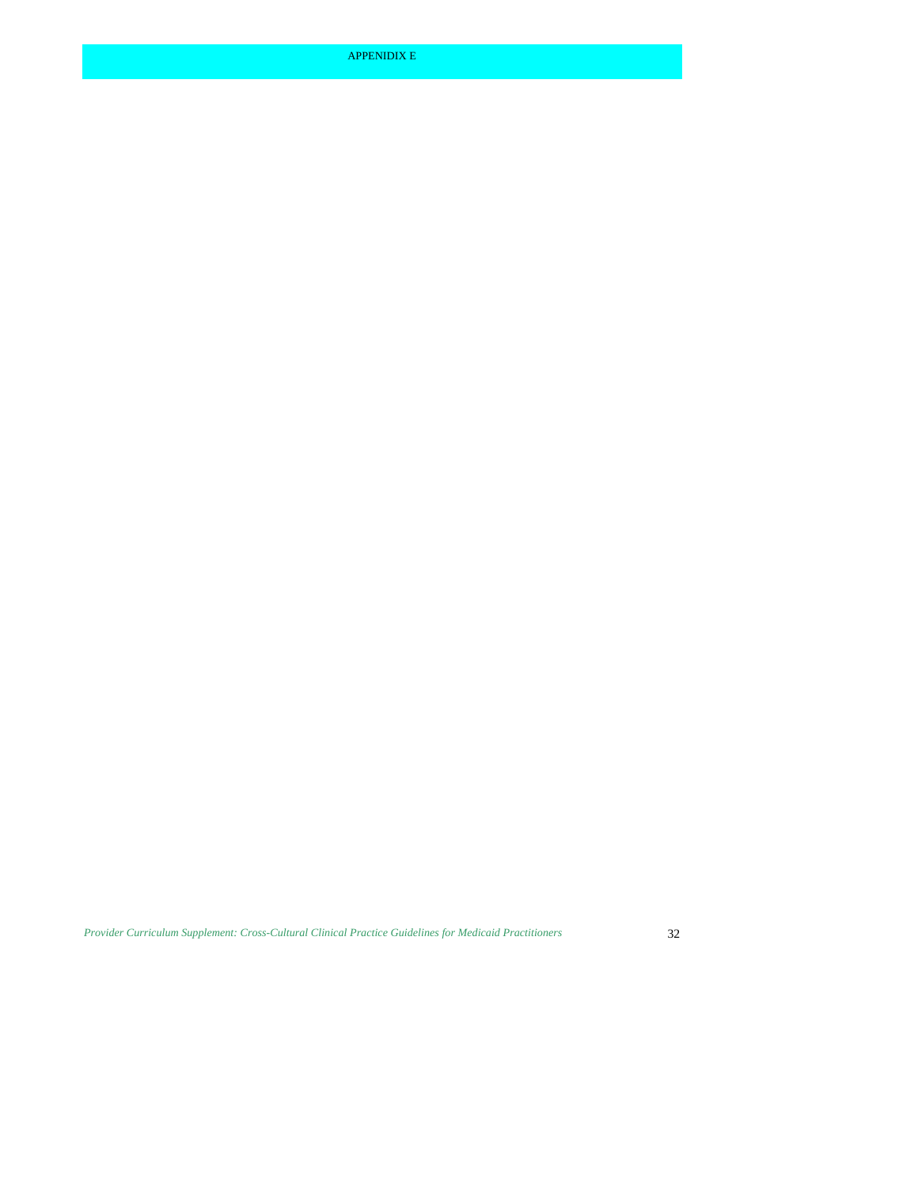APPENIDIX E